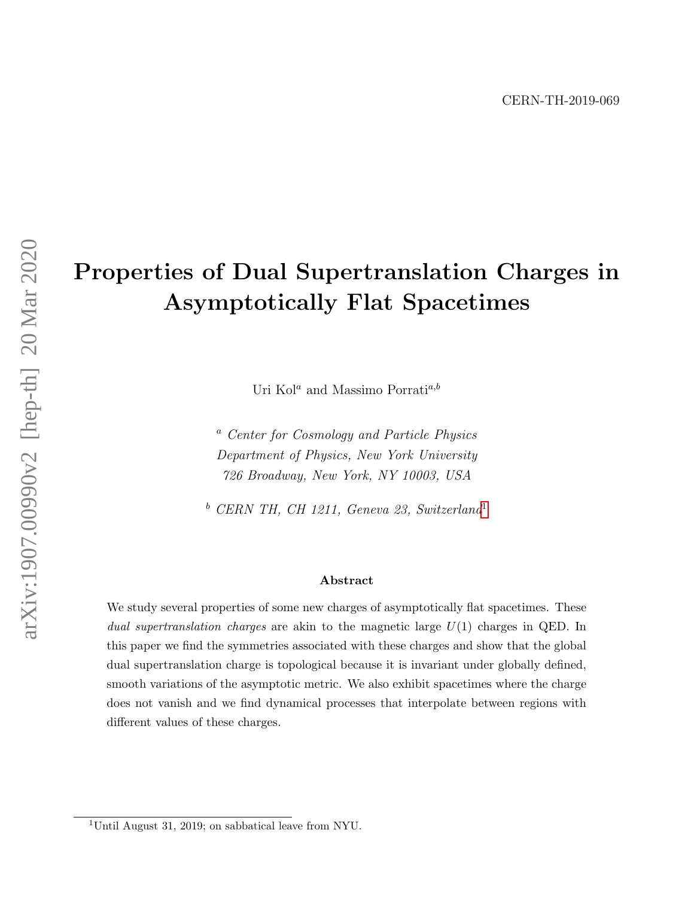CERN-TH-2019-069

# Properties of Dual Supertranslation Charges in Asymptotically Flat Spacetimes

Uri Kol[a] and Massimo Porrati[a,b]

[a] *Center for Cosmology and Particle Physics*
*Department of Physics, New York University*
*726 Broadway, New York, NY 10003, USA*

[b] *CERN TH, CH 1211, Geneva 23, Switzerland*[1]

### Abstract

We study several properties of some new charges of asymptotically flat spacetimes. These *dual supertranslation charges* are akin to the magnetic large $U(1)$ charges in QED. In this paper we find the symmetries associated with these charges and show that the global dual supertranslation charge is topological because it is invariant under globally defined, smooth variations of the asymptotic metric. We also exhibit spacetimes where the charge does not vanish and we find dynamical processes that interpolate between regions with different values of these charges.

[1] Until August 31, 2019; on sabbatical leave from NYU.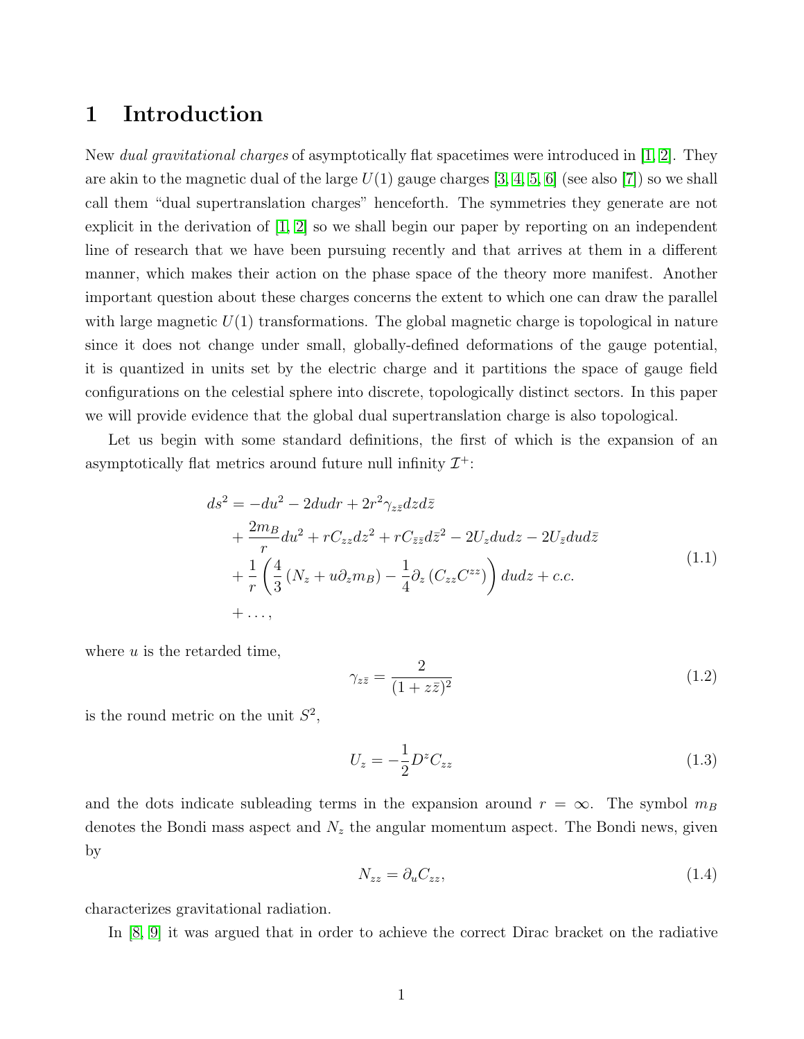# 1 Introduction

New *dual gravitational charges* of asymptotically flat spacetimes were introduced in [1, 2]. They are akin to the magnetic dual of the large $U(1)$ gauge charges [3, 4, 5, 6] (see also [7]) so we shall call them "dual supertranslation charges" henceforth. The symmetries they generate are not explicit in the derivation of [1, 2] so we shall begin our paper by reporting on an independent line of research that we have been pursuing recently and that arrives at them in a different manner, which makes their action on the phase space of the theory more manifest. Another important question about these charges concerns the extent to which one can draw the parallel with large magnetic $U(1)$ transformations. The global magnetic charge is topological in nature since it does not change under small, globally-defined deformations of the gauge potential, it is quantized in units set by the electric charge and it partitions the space of gauge field configurations on the celestial sphere into discrete, topologically distinct sectors. In this paper we will provide evidence that the global dual supertranslation charge is also topological.

Let us begin with some standard definitions, the first of which is the expansion of an asymptotically flat metrics around future null infinity $\mathcal{I}^+$:

$$
\begin{aligned}
ds^2 = &-du^2 - 2du dr + 2r^2\gamma_{z\bar{z}}dzd\bar{z} \\
&+ \frac{2m_B}{r}du^2 + rC_{zz}dz^2 + rC_{\bar{z}\bar{z}}d\bar{z}^2 - 2U_z dudz - 2U_{\bar{z}}dud\bar{z} \\
&+ \frac{1}{r}\left(\frac{4}{3}\left(N_z + u\partial_z m_B\right) - \frac{1}{4}\partial_z\left(C_{zz}C^{zz}\right)\right)dudz + c.c. \\
&+ \ldots,
\end{aligned}
\tag{1.1}
$$

where $u$ is the retarded time,

$$
\gamma_{z\bar{z}} = \frac{2}{(1+z\bar{z})^2}
\tag{1.2}
$$

is the round metric on the unit $S^2$,

$$
U_z = -\frac{1}{2}D^z C_{zz}
\tag{1.3}
$$

and the dots indicate subleading terms in the expansion around $r = \infty$. The symbol $m_B$ denotes the Bondi mass aspect and $N_z$ the angular momentum aspect. The Bondi news, given by

$$
N_{zz} = \partial_u C_{zz},
\tag{1.4}
$$

characterizes gravitational radiation.

In [8, 9] it was argued that in order to achieve the correct Dirac bracket on the radiative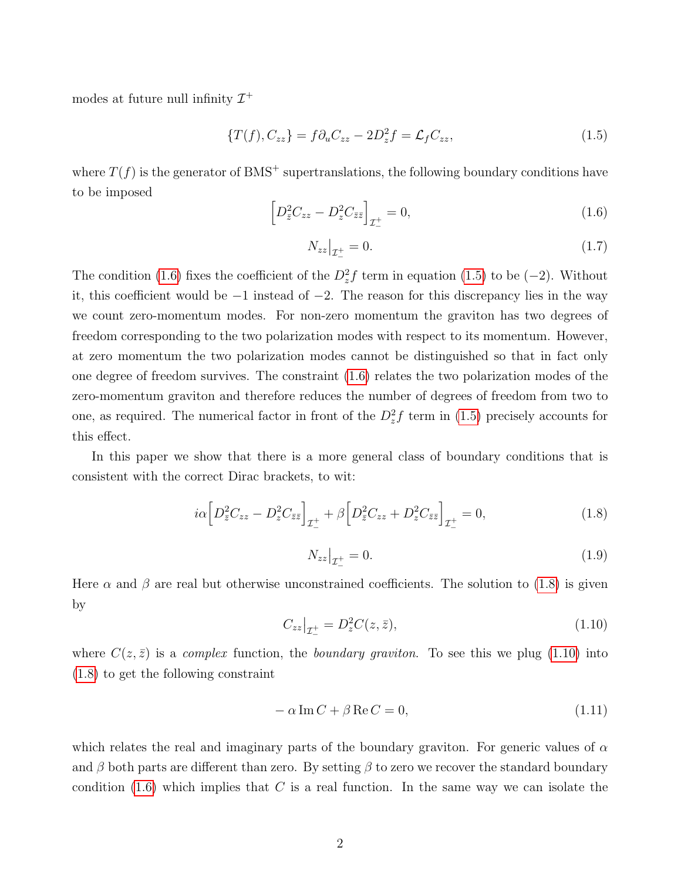modes at future null infinity $\mathcal{I}^+$

$$\{T(f), C_{zz}\} = f\partial_u C_{zz} - 2D_z^2 f = \mathcal{L}_f C_{zz}, \tag{1.5}$$

where $T(f)$ is the generator of $\text{BMS}^+$ supertranslations, the following boundary conditions have to be imposed

$$\Big[D_{\bar{z}}^2 C_{zz} - D_z^2 C_{\bar{z}\bar{z}}\Big]_{\mathcal{I}^+_-} = 0, \tag{1.6}$$

$$N_{zz}\big|_{\mathcal{I}^+_-} = 0. \tag{1.7}$$

The condition (1.6) fixes the coefficient of the $D_z^2 f$ term in equation (1.5) to be $(-2)$. Without it, this coefficient would be $-1$ instead of $-2$. The reason for this discrepancy lies in the way we count zero-momentum modes. For non-zero momentum the graviton has two degrees of freedom corresponding to the two polarization modes with respect to its momentum. However, at zero momentum the two polarization modes cannot be distinguished so that in fact only one degree of freedom survives. The constraint (1.6) relates the two polarization modes of the zero-momentum graviton and therefore reduces the number of degrees of freedom from two to one, as required. The numerical factor in front of the $D_z^2 f$ term in (1.5) precisely accounts for this effect.

In this paper we show that there is a more general class of boundary conditions that is consistent with the correct Dirac brackets, to wit:

$$i\alpha\Big[D_{\bar{z}}^2 C_{zz} - D_z^2 C_{\bar{z}\bar{z}}\Big]_{\mathcal{I}^+_-} + \beta\Big[D_{\bar{z}}^2 C_{zz} + D_z^2 C_{\bar{z}\bar{z}}\Big]_{\mathcal{I}^+_-} = 0, \tag{1.8}$$

$$N_{zz}\big|_{\mathcal{I}^+_-} = 0. \tag{1.9}$$

Here $\alpha$ and $\beta$ are real but otherwise unconstrained coefficients. The solution to (1.8) is given by

$$C_{zz}\big|_{\mathcal{I}^+_-} = D_z^2 C(z, \bar{z}), \tag{1.10}$$

where $C(z, \bar{z})$ is a *complex* function, the *boundary graviton*. To see this we plug (1.10) into (1.8) to get the following constraint

$$-\alpha \operatorname{Im} C + \beta \operatorname{Re} C = 0, \tag{1.11}$$

which relates the real and imaginary parts of the boundary graviton. For generic values of $\alpha$ and $\beta$ both parts are different than zero. By setting $\beta$ to zero we recover the standard boundary condition (1.6) which implies that $C$ is a real function. In the same way we can isolate the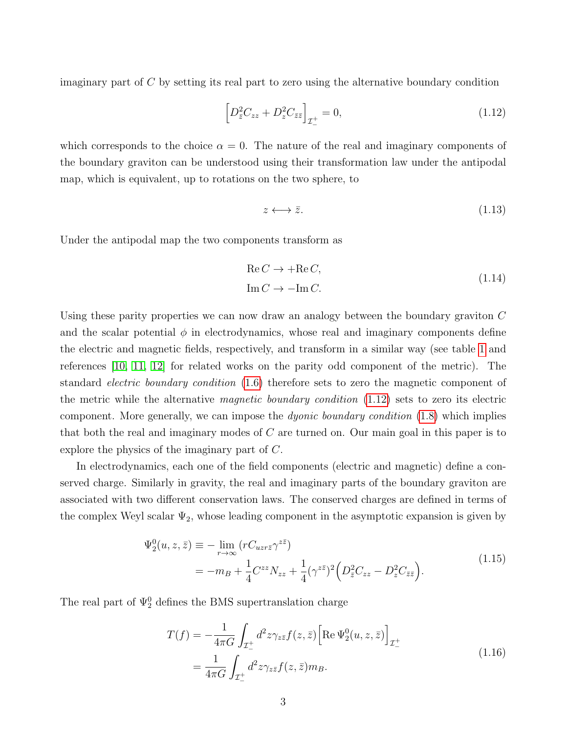imaginary part of $C$ by setting its real part to zero using the alternative boundary condition

$$\left[D_{\bar{z}}^2 C_{zz} + D_z^2 C_{\bar{z}\bar{z}}\right]_{\mathcal{I}^+_-} = 0, \tag{1.12}$$

which corresponds to the choice $\alpha = 0$. The nature of the real and imaginary components of the boundary graviton can be understood using their transformation law under the antipodal map, which is equivalent, up to rotations on the two sphere, to

$$z \longleftrightarrow \bar{z}. \tag{1.13}$$

Under the antipodal map the two components transform as

$$\begin{aligned} \operatorname{Re} C &\to +\operatorname{Re} C, \\ \operatorname{Im} C &\to -\operatorname{Im} C. \end{aligned} \tag{1.14}$$

Using these parity properties we can now draw an analogy between the boundary graviton $C$ and the scalar potential $\phi$ in electrodynamics, whose real and imaginary components define the electric and magnetic fields, respectively, and transform in a similar way (see table 1 and references [10, 11, 12] for related works on the parity odd component of the metric). The standard *electric boundary condition* (1.6) therefore sets to zero the magnetic component of the metric while the alternative *magnetic boundary condition* (1.12) sets to zero its electric component. More generally, we can impose the *dyonic boundary condition* (1.8) which implies that both the real and imaginary modes of $C$ are turned on. Our main goal in this paper is to explore the physics of the imaginary part of $C$.

In electrodynamics, each one of the field components (electric and magnetic) define a conserved charge. Similarly in gravity, the real and imaginary parts of the boundary graviton are associated with two different conservation laws. The conserved charges are defined in terms of the complex Weyl scalar $\Psi_2$, whose leading component in the asymptotic expansion is given by

$$\begin{aligned} \Psi_2^0(u, z, \bar{z}) &\equiv -\lim_{r\to\infty}(r C_{uzr\bar{z}}\gamma^{z\bar{z}}) \\ &= -m_B + \frac{1}{4}C^{zz}N_{zz} + \frac{1}{4}(\gamma^{z\bar{z}})^2\Big(D_{\bar{z}}^2 C_{zz} - D_z^2 C_{\bar{z}\bar{z}}\Big). \end{aligned} \tag{1.15}$$

The real part of $\Psi_2^0$ defines the BMS supertranslation charge

$$\begin{aligned} T(f) &= -\frac{1}{4\pi G}\int_{\mathcal{I}^+_-} d^2z \gamma_{z\bar{z}} f(z,\bar{z})\Big[\operatorname{Re}\Psi_2^0(u,z,\bar{z})\Big]_{\mathcal{I}^+_-} \\ &= \frac{1}{4\pi G}\int_{\mathcal{I}^+_-} d^2z \gamma_{z\bar{z}} f(z,\bar{z}) m_B. \end{aligned} \tag{1.16}$$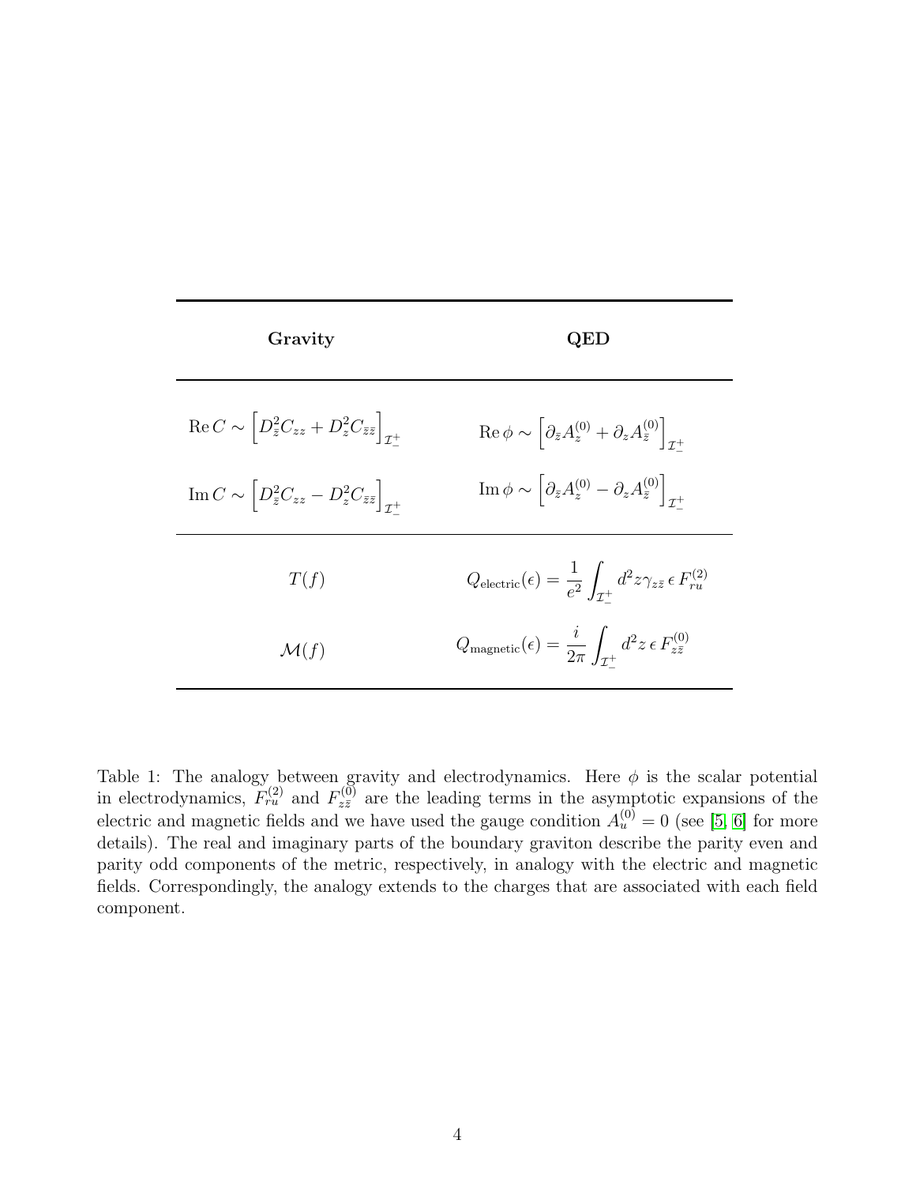| **Gravity** | **QED** |
|---|---|
| $\mathrm{Re}\, C \sim \left[D_{\bar{z}}^2 C_{zz} + D_z^2 C_{\bar{z}\bar{z}}\right]_{\mathcal{I}^+_-}$ | $\mathrm{Re}\, \phi \sim \left[\partial_{\bar{z}} A_z^{(0)} + \partial_z A_{\bar{z}}^{(0)}\right]_{\mathcal{I}^+_-}$ |
| $\mathrm{Im}\, C \sim \left[D_{\bar{z}}^2 C_{zz} - D_z^2 C_{\bar{z}\bar{z}}\right]_{\mathcal{I}^+_-}$ | $\mathrm{Im}\, \phi \sim \left[\partial_{\bar{z}} A_z^{(0)} - \partial_z A_{\bar{z}}^{(0)}\right]_{\mathcal{I}^+_-}$ |
| $T(f)$ | $Q_{\mathrm{electric}}(\epsilon) = \dfrac{1}{e^2} \displaystyle\int_{\mathcal{I}^+_-} d^2 z \gamma_{z\bar{z}}\, \epsilon\, F_{ru}^{(2)}$ |
| $\mathcal{M}(f)$ | $Q_{\mathrm{magnetic}}(\epsilon) = \dfrac{i}{2\pi} \displaystyle\int_{\mathcal{I}^+_-} d^2 z\, \epsilon\, F_{z\bar{z}}^{(0)}$ |

Table 1: The analogy between gravity and electrodynamics. Here $\phi$ is the scalar potential in electrodynamics, $F_{ru}^{(2)}$ and $F_{z\bar{z}}^{(0)}$ are the leading terms in the asymptotic expansions of the electric and magnetic fields and we have used the gauge condition $A_u^{(0)} = 0$ (see [5, 6] for more details). The real and imaginary parts of the boundary graviton describe the parity even and parity odd components of the metric, respectively, in analogy with the electric and magnetic fields. Correspondingly, the analogy extends to the charges that are associated with each field component.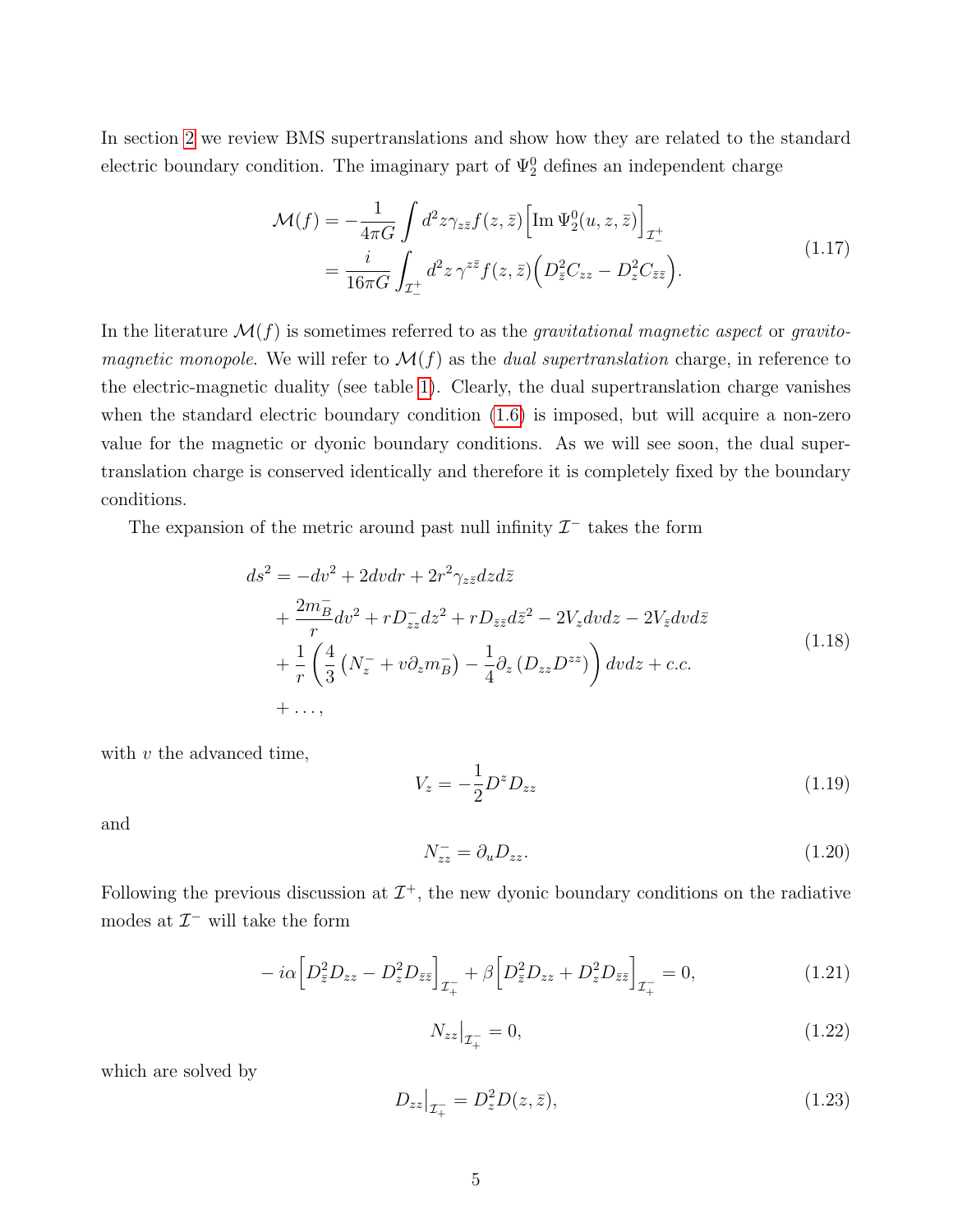In section 2 we review BMS supertranslations and show how they are related to the standard electric boundary condition. The imaginary part of $\Psi_2^0$ defines an independent charge

$$
\begin{aligned}
\mathcal{M}(f) &= -\frac{1}{4\pi G}\int d^2z\gamma_{z\bar{z}}f(z,\bar{z})\Big[\mathrm{Im}\,\Psi_2^0(u,z,\bar{z})\Big]_{\mathcal{I}^+_-} \\
&= \frac{i}{16\pi G}\int_{\mathcal{I}^+_-} d^2z\,\gamma^{z\bar{z}}f(z,\bar{z})\Big(D_{\bar{z}}^2C_{zz} - D_z^2C_{\bar{z}\bar{z}}\Big).
\end{aligned}
\tag{1.17}
$$

In the literature $\mathcal{M}(f)$ is sometimes referred to as the *gravitational magnetic aspect* or *gravitomagnetic monopole*. We will refer to $\mathcal{M}(f)$ as the *dual supertranslation* charge, in reference to the electric-magnetic duality (see table 1). Clearly, the dual supertranslation charge vanishes when the standard electric boundary condition (1.6) is imposed, but will acquire a non-zero value for the magnetic or dyonic boundary conditions. As we will see soon, the dual supertranslation charge is conserved identically and therefore it is completely fixed by the boundary conditions.

The expansion of the metric around past null infinity $\mathcal{I}^-$ takes the form

$$
\begin{aligned}
ds^2 = &-dv^2 + 2dvdr + 2r^2\gamma_{z\bar{z}}dzd\bar{z} \\
&+ \frac{2m_B^-}{r}dv^2 + rD^-_{zz}dz^2 + rD_{\bar{z}\bar{z}}d\bar{z}^2 - 2V_zdvdz - 2V_{\bar{z}}dvd\bar{z} \\
&+ \frac{1}{r}\left(\frac{4}{3}\left(N_z^- + v\partial_z m_B^-\right) - \frac{1}{4}\partial_z\left(D_{zz}D^{zz}\right)\right)dvdz + c.c. \\
&+ \ldots,
\end{aligned}
\tag{1.18}
$$

with $v$ the advanced time,

$$
V_z = -\frac{1}{2}D^zD_{zz} \tag{1.19}
$$

and

$$
N^-_{zz} = \partial_u D_{zz}. \tag{1.20}
$$

Following the previous discussion at $\mathcal{I}^+$, the new dyonic boundary conditions on the radiative modes at $\mathcal{I}^-$ will take the form

$$
-i\alpha\Big[D_{\bar{z}}^2D_{zz} - D_z^2D_{\bar{z}\bar{z}}\Big]_{\mathcal{I}^-_+} + \beta\Big[D_{\bar{z}}^2D_{zz} + D_z^2D_{\bar{z}\bar{z}}\Big]_{\mathcal{I}^-_+} = 0, \tag{1.21}
$$

$$
N_{zz}\big|_{\mathcal{I}^-_+} = 0, \tag{1.22}
$$

which are solved by

$$
D_{zz}\big|_{\mathcal{I}^-_+} = D_z^2D(z,\bar{z}), \tag{1.23}
$$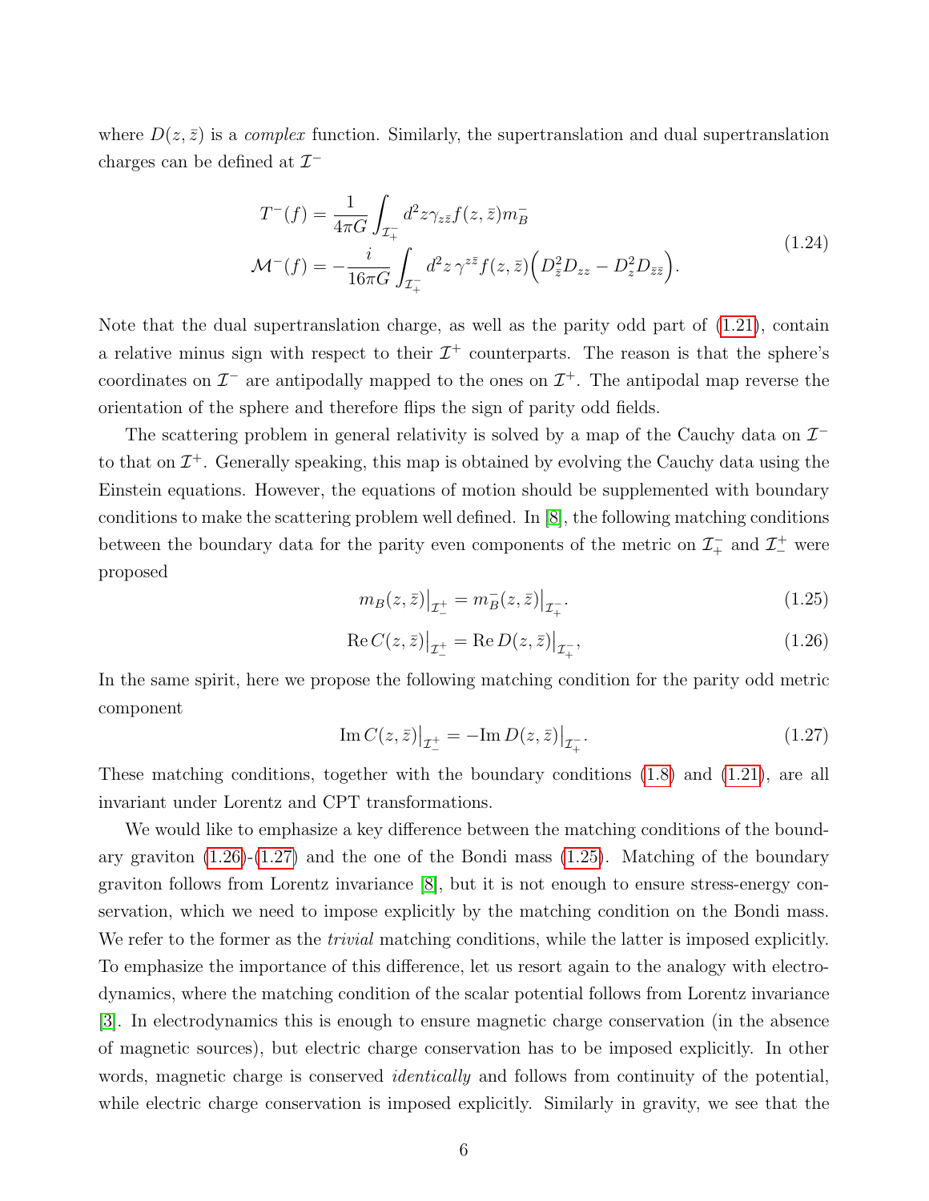where $D(z, \bar{z})$ is a *complex* function. Similarly, the supertranslation and dual supertranslation charges can be defined at $\mathcal{I}^-$

$$
\begin{aligned}
T^-(f) &= \frac{1}{4\pi G}\int_{\mathcal{I}^-_+} d^2 z \gamma_{z\bar{z}} f(z,\bar{z}) m_B^- \\
\mathcal{M}^-(f) &= -\frac{i}{16\pi G}\int_{\mathcal{I}^-_+} d^2 z\, \gamma^{z\bar{z}} f(z,\bar{z})\Big(D_{\bar{z}}^2 D_{zz} - D_z^2 D_{\bar{z}\bar{z}}\Big).
\end{aligned}
\tag{1.24}
$$

Note that the dual supertranslation charge, as well as the parity odd part of (1.21), contain a relative minus sign with respect to their $\mathcal{I}^+$ counterparts. The reason is that the sphere's coordinates on $\mathcal{I}^-$ are antipodally mapped to the ones on $\mathcal{I}^+$. The antipodal map reverse the orientation of the sphere and therefore flips the sign of parity odd fields.

The scattering problem in general relativity is solved by a map of the Cauchy data on $\mathcal{I}^-$ to that on $\mathcal{I}^+$. Generally speaking, this map is obtained by evolving the Cauchy data using the Einstein equations. However, the equations of motion should be supplemented with boundary conditions to make the scattering problem well defined. In [8], the following matching conditions between the boundary data for the parity even components of the metric on $\mathcal{I}^-_+$ and $\mathcal{I}^+_-$ were proposed

$$
m_B(z,\bar{z})\big|_{\mathcal{I}^+_-} = m_B^-(z,\bar{z})\big|_{\mathcal{I}^-_+}. \tag{1.25}
$$

$$
\operatorname{Re} C(z,\bar{z})\big|_{\mathcal{I}^+_-} = \operatorname{Re} D(z,\bar{z})\big|_{\mathcal{I}^-_+}, \tag{1.26}
$$

In the same spirit, here we propose the following matching condition for the parity odd metric component

$$
\operatorname{Im} C(z,\bar{z})\big|_{\mathcal{I}^+_-} = -\operatorname{Im} D(z,\bar{z})\big|_{\mathcal{I}^-_+}. \tag{1.27}
$$

These matching conditions, together with the boundary conditions (1.8) and (1.21), are all invariant under Lorentz and CPT transformations.

We would like to emphasize a key difference between the matching conditions of the boundary graviton (1.26)-(1.27) and the one of the Bondi mass (1.25). Matching of the boundary graviton follows from Lorentz invariance [8], but it is not enough to ensure stress-energy conservation, which we need to impose explicitly by the matching condition on the Bondi mass. We refer to the former as the *trivial* matching conditions, while the latter is imposed explicitly. To emphasize the importance of this difference, let us resort again to the analogy with electrodynamics, where the matching condition of the scalar potential follows from Lorentz invariance [3]. In electrodynamics this is enough to ensure magnetic charge conservation (in the absence of magnetic sources), but electric charge conservation has to be imposed explicitly. In other words, magnetic charge is conserved *identically* and follows from continuity of the potential, while electric charge conservation is imposed explicitly. Similarly in gravity, we see that the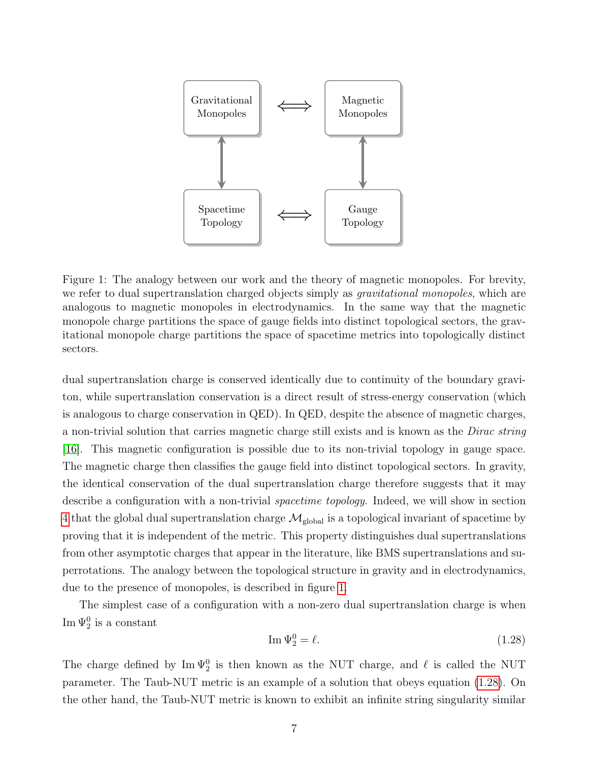Gravitational Monopoles

Magnetic Monopoles

Spacetime Topology

Gauge Topology

Figure 1: The analogy between our work and the theory of magnetic monopoles. For brevity, we refer to dual supertranslation charged objects simply as *gravitational monopoles*, which are analogous to magnetic monopoles in electrodynamics. In the same way that the magnetic monopole charge partitions the space of gauge fields into distinct topological sectors, the gravitational monopole charge partitions the space of spacetime metrics into topologically distinct sectors.

dual supertranslation charge is conserved identically due to continuity of the boundary graviton, while supertranslation conservation is a direct result of stress-energy conservation (which is analogous to charge conservation in QED). In QED, despite the absence of magnetic charges, a non-trivial solution that carries magnetic charge still exists and is known as the *Dirac string* [16]. This magnetic configuration is possible due to its non-trivial topology in gauge space. The magnetic charge then classifies the gauge field into distinct topological sectors. In gravity, the identical conservation of the dual supertranslation charge therefore suggests that it may describe a configuration with a non-trivial *spacetime topology*. Indeed, we will show in section 4 that the global dual supertranslation charge $\mathcal{M}_{\text{global}}$ is a topological invariant of spacetime by proving that it is independent of the metric. This property distinguishes dual supertranslations from other asymptotic charges that appear in the literature, like BMS supertranslations and superrotations. The analogy between the topological structure in gravity and in electrodynamics, due to the presence of monopoles, is described in figure 1.

The simplest case of a configuration with a non-zero dual supertranslation charge is when $\operatorname{Im}\Psi_2^0$ is a constant

$$\operatorname{Im}\Psi_2^0 = \ell. \tag{1.28}$$

The charge defined by $\operatorname{Im}\Psi_2^0$ is then known as the NUT charge, and $\ell$ is called the NUT parameter. The Taub-NUT metric is an example of a solution that obeys equation (1.28). On the other hand, the Taub-NUT metric is known to exhibit an infinite string singularity similar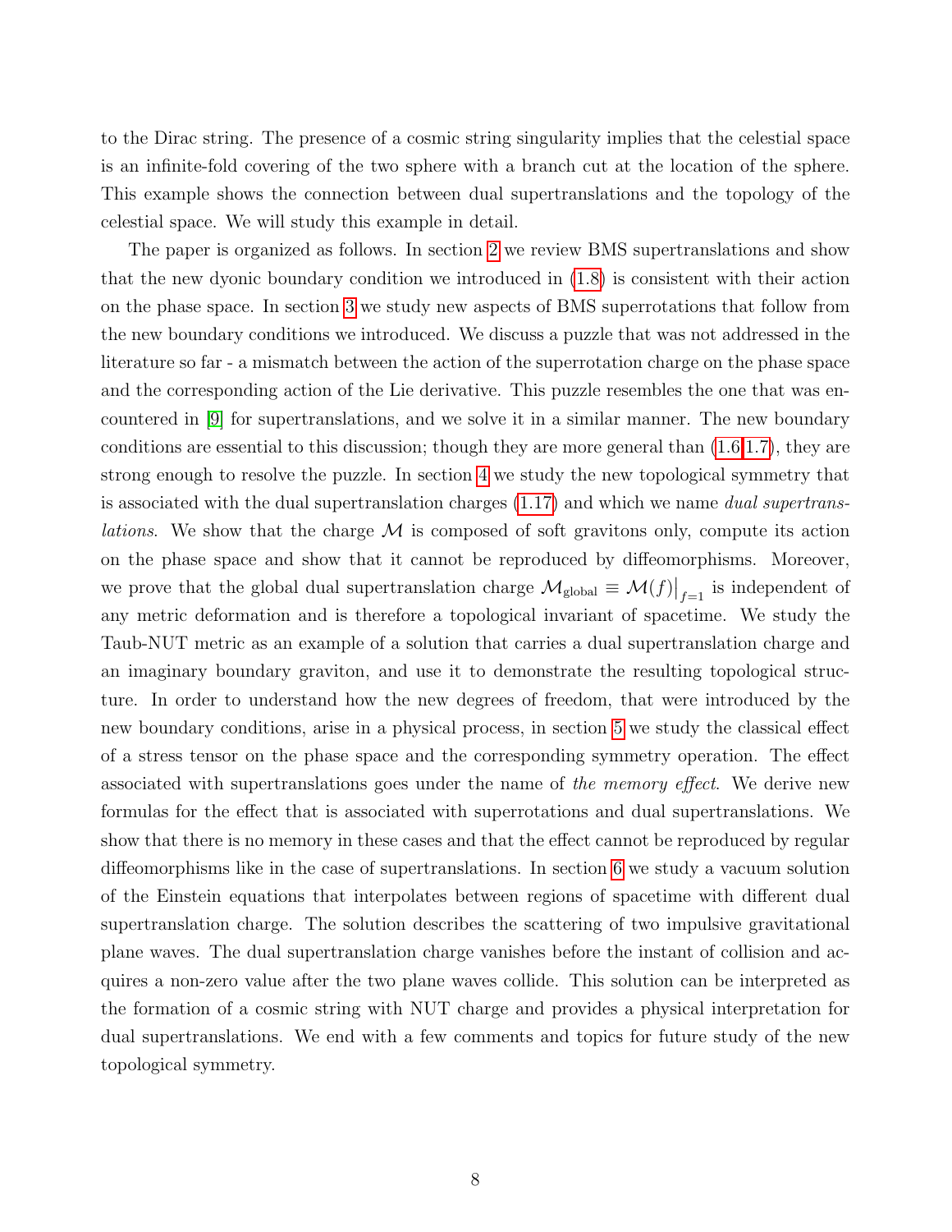to the Dirac string. The presence of a cosmic string singularity implies that the celestial space is an infinite-fold covering of the two sphere with a branch cut at the location of the sphere. This example shows the connection between dual supertranslations and the topology of the celestial space. We will study this example in detail.

The paper is organized as follows. In section 2 we review BMS supertranslations and show that the new dyonic boundary condition we introduced in (1.8) is consistent with their action on the phase space. In section 3 we study new aspects of BMS superrotations that follow from the new boundary conditions we introduced. We discuss a puzzle that was not addressed in the literature so far - a mismatch between the action of the superrotation charge on the phase space and the corresponding action of the Lie derivative. This puzzle resembles the one that was encountered in [9] for supertranslations, and we solve it in a similar manner. The new boundary conditions are essential to this discussion; though they are more general than (1.6,1.7), they are strong enough to resolve the puzzle. In section 4 we study the new topological symmetry that is associated with the dual supertranslation charges (1.17) and which we name *dual supertranslations*. We show that the charge $\mathcal{M}$ is composed of soft gravitons only, compute its action on the phase space and show that it cannot be reproduced by diffeomorphisms. Moreover, we prove that the global dual supertranslation charge $\mathcal{M}_{\text{global}} \equiv \mathcal{M}(f)\big|_{f=1}$ is independent of any metric deformation and is therefore a topological invariant of spacetime. We study the Taub-NUT metric as an example of a solution that carries a dual supertranslation charge and an imaginary boundary graviton, and use it to demonstrate the resulting topological structure. In order to understand how the new degrees of freedom, that were introduced by the new boundary conditions, arise in a physical process, in section 5 we study the classical effect of a stress tensor on the phase space and the corresponding symmetry operation. The effect associated with supertranslations goes under the name of *the memory effect*. We derive new formulas for the effect that is associated with superrotations and dual supertranslations. We show that there is no memory in these cases and that the effect cannot be reproduced by regular diffeomorphisms like in the case of supertranslations. In section 6 we study a vacuum solution of the Einstein equations that interpolates between regions of spacetime with different dual supertranslation charge. The solution describes the scattering of two impulsive gravitational plane waves. The dual supertranslation charge vanishes before the instant of collision and acquires a non-zero value after the two plane waves collide. This solution can be interpreted as the formation of a cosmic string with NUT charge and provides a physical interpretation for dual supertranslations. We end with a few comments and topics for future study of the new topological symmetry.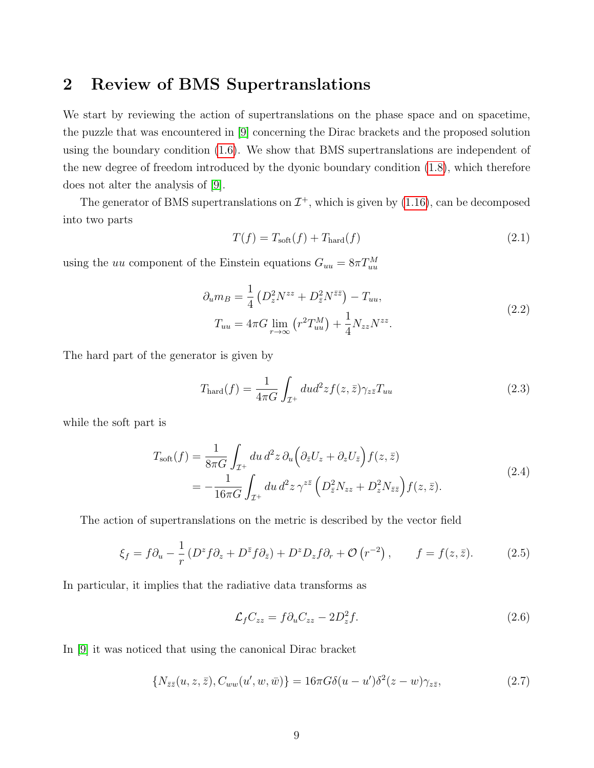## 2 Review of BMS Supertranslations

We start by reviewing the action of supertranslations on the phase space and on spacetime, the puzzle that was encountered in [9] concerning the Dirac brackets and the proposed solution using the boundary condition (1.6). We show that BMS supertranslations are independent of the new degree of freedom introduced by the dyonic boundary condition (1.8), which therefore does not alter the analysis of [9].

The generator of BMS supertranslations on $\mathcal{I}^+$, which is given by (1.16), can be decomposed into two parts

$$T(f) = T_{\text{soft}}(f) + T_{\text{hard}}(f) \tag{2.1}$$

using the $uu$ component of the Einstein equations $G_{uu} = 8\pi T^M_{uu}$

$$\begin{aligned} \partial_u m_B &= \frac{1}{4}\left(D_z^2 N^{zz} + D_{\bar{z}}^2 N^{\bar{z}\bar{z}}\right) - T_{uu}, \\ T_{uu} &= 4\pi G \lim_{r\to\infty}\left(r^2 T^M_{uu}\right) + \frac{1}{4} N_{zz}N^{zz}. \end{aligned} \tag{2.2}$$

The hard part of the generator is given by

$$T_{\text{hard}}(f) = \frac{1}{4\pi G}\int_{\mathcal{I}^+} du d^2 z f(z,\bar{z})\gamma_{z\bar{z}} T_{uu} \tag{2.3}$$

while the soft part is

$$\begin{aligned} T_{\text{soft}}(f) &= \frac{1}{8\pi G}\int_{\mathcal{I}^+} du\, d^2 z\, \partial_u\Big(\partial_{\bar{z}} U_z + \partial_z U_{\bar{z}}\Big) f(z,\bar{z}) \\ &= -\frac{1}{16\pi G}\int_{\mathcal{I}^+} du\, d^2 z\, \gamma^{z\bar{z}}\Big(D_{\bar{z}}^2 N_{zz} + D_z^2 N_{\bar{z}\bar{z}}\Big) f(z,\bar{z}). \end{aligned} \tag{2.4}$$

The action of supertranslations on the metric is described by the vector field

$$\xi_f = f\partial_u - \frac{1}{r}\left(D^z f \partial_z + D^{\bar{z}} f \partial_{\bar{z}}\right) + D^z D_z f \partial_r + \mathcal{O}\left(r^{-2}\right), \qquad f = f(z,\bar{z}). \tag{2.5}$$

In particular, it implies that the radiative data transforms as

$$\mathcal{L}_f C_{zz} = f\partial_u C_{zz} - 2D_z^2 f. \tag{2.6}$$

In [9] it was noticed that using the canonical Dirac bracket

$$\{N_{\bar{z}\bar{z}}(u,z,\bar{z}), C_{ww}(u',w,\bar{w})\} = 16\pi G \delta(u-u')\delta^2(z-w)\gamma_{z\bar{z}}, \tag{2.7}$$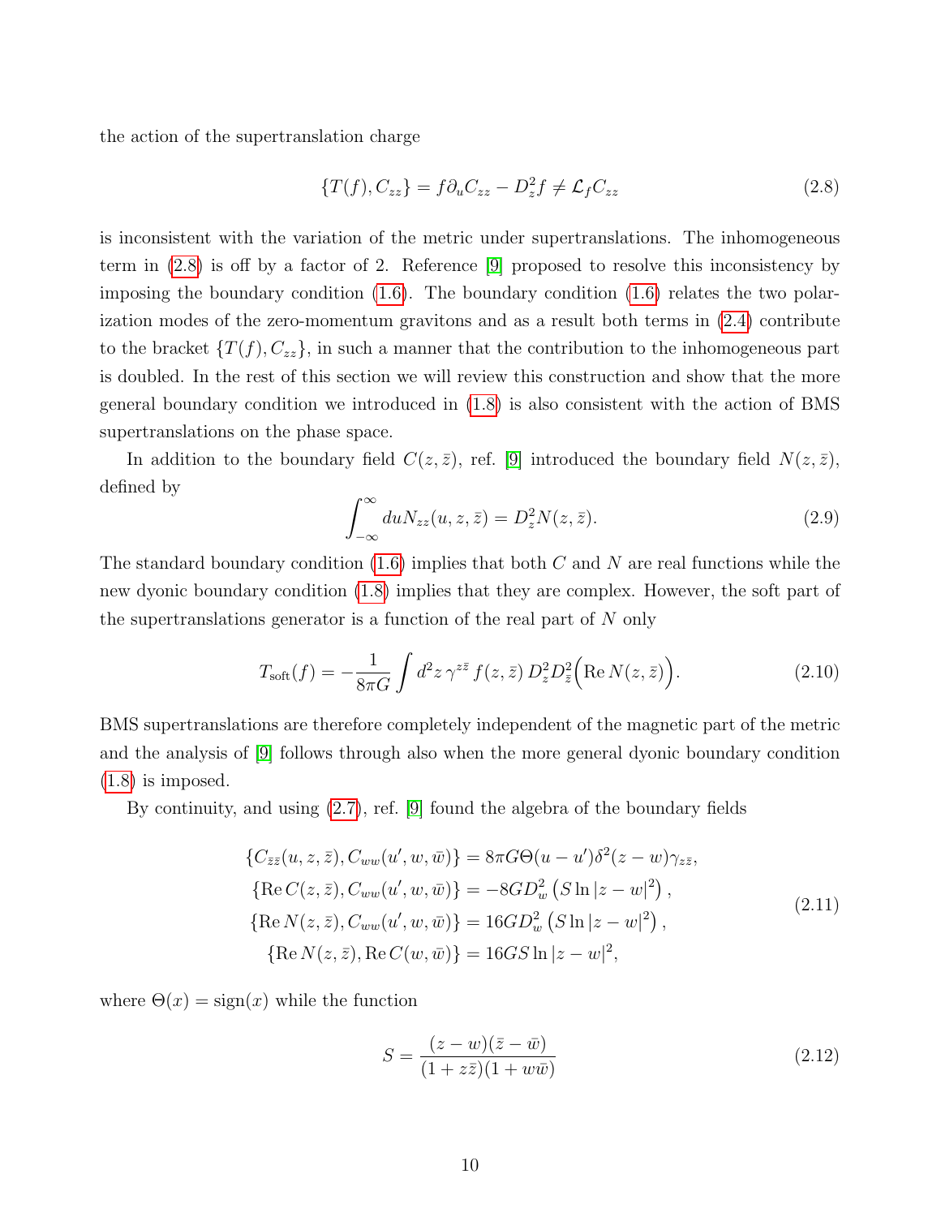the action of the supertranslation charge

$$\{T(f), C_{zz}\} = f\partial_u C_{zz} - D_z^2 f \neq \mathcal{L}_f C_{zz} \tag{2.8}$$

is inconsistent with the variation of the metric under supertranslations. The inhomogeneous term in (2.8) is off by a factor of 2. Reference [9] proposed to resolve this inconsistency by imposing the boundary condition (1.6). The boundary condition (1.6) relates the two polarization modes of the zero-momentum gravitons and as a result both terms in (2.4) contribute to the bracket $\{T(f), C_{zz}\}$, in such a manner that the contribution to the inhomogeneous part is doubled. In the rest of this section we will review this construction and show that the more general boundary condition we introduced in (1.8) is also consistent with the action of BMS supertranslations on the phase space.

In addition to the boundary field $C(z,\bar{z})$, ref. [9] introduced the boundary field $N(z,\bar{z})$, defined by

$$\int_{-\infty}^{\infty} du N_{zz}(u,z,\bar{z}) = D_z^2 N(z,\bar{z}). \tag{2.9}$$

The standard boundary condition (1.6) implies that both $C$ and $N$ are real functions while the new dyonic boundary condition (1.8) implies that they are complex. However, the soft part of the supertranslations generator is a function of the real part of $N$ only

$$T_{\text{soft}}(f) = -\frac{1}{8\pi G}\int d^2z\, \gamma^{z\bar{z}}\, f(z,\bar{z})\, D_z^2 D_{\bar{z}}^2 \Big(\operatorname{Re} N(z,\bar{z})\Big). \tag{2.10}$$

BMS supertranslations are therefore completely independent of the magnetic part of the metric and the analysis of [9] follows through also when the more general dyonic boundary condition (1.8) is imposed.

By continuity, and using (2.7), ref. [9] found the algebra of the boundary fields

$$\begin{aligned}
\{C_{\bar{z}\bar{z}}(u,z,\bar{z}), C_{ww}(u',w,\bar{w})\} &= 8\pi G \Theta(u-u')\delta^2(z-w)\gamma_{z\bar{z}}, \\
\{\operatorname{Re} C(z,\bar{z}), C_{ww}(u',w,\bar{w})\} &= -8G D_w^2\left(S \ln|z-w|^2\right), \\
\{\operatorname{Re} N(z,\bar{z}), C_{ww}(u',w,\bar{w})\} &= 16G D_w^2\left(S \ln|z-w|^2\right), \\
\{\operatorname{Re} N(z,\bar{z}), \operatorname{Re} C(w,\bar{w})\} &= 16G S \ln|z-w|^2,
\end{aligned} \tag{2.11}$$

where $\Theta(x) = \operatorname{sign}(x)$ while the function

$$S = \frac{(z-w)(\bar{z}-\bar{w})}{(1+z\bar{z})(1+w\bar{w})} \tag{2.12}$$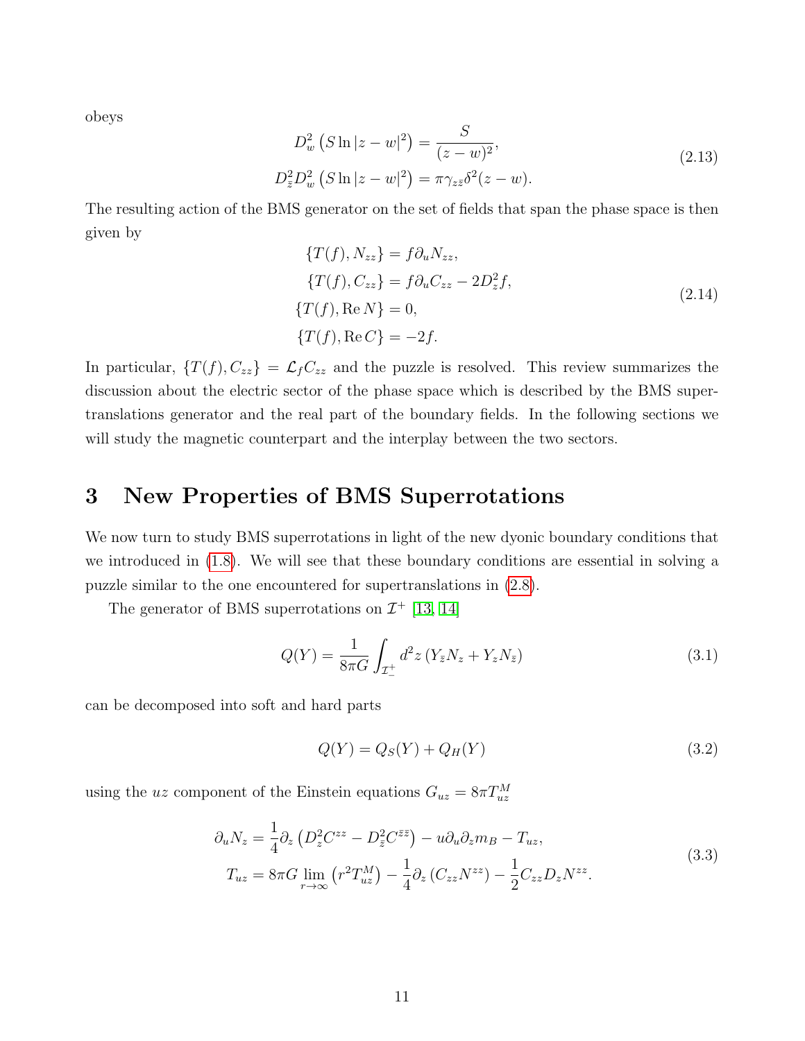obeys

$$
\begin{aligned}
D_w^2\left(S\ln|z-w|^2\right) &= \frac{S}{(z-w)^2},\\
D_{\bar z}^2 D_w^2\left(S\ln|z-w|^2\right) &= \pi\gamma_{z\bar z}\delta^2(z-w).
\end{aligned}
\tag{2.13}
$$

The resulting action of the BMS generator on the set of fields that span the phase space is then given by

$$
\begin{aligned}
\{T(f), N_{zz}\} &= f\partial_u N_{zz},\\
\{T(f), C_{zz}\} &= f\partial_u C_{zz} - 2D_z^2 f,\\
\{T(f), \operatorname{Re} N\} &= 0,\\
\{T(f), \operatorname{Re} C\} &= -2f.
\end{aligned}
\tag{2.14}
$$

In particular, $\{T(f), C_{zz}\} = \mathcal{L}_f C_{zz}$ and the puzzle is resolved. This review summarizes the discussion about the electric sector of the phase space which is described by the BMS supertranslations generator and the real part of the boundary fields. In the following sections we will study the magnetic counterpart and the interplay between the two sectors.

# 3 New Properties of BMS Superrotations

We now turn to study BMS superrotations in light of the new dyonic boundary conditions that we introduced in (1.8). We will see that these boundary conditions are essential in solving a puzzle similar to the one encountered for supertranslations in (2.8).

The generator of BMS superrotations on $\mathcal{I}^+$ [13, 14]

$$
Q(Y) = \frac{1}{8\pi G}\int_{\mathcal{I}^+_-} d^2z\left(Y_{\bar z}N_z + Y_z N_{\bar z}\right)
\tag{3.1}
$$

can be decomposed into soft and hard parts

$$
Q(Y) = Q_S(Y) + Q_H(Y)
\tag{3.2}
$$

using the $uz$ component of the Einstein equations $G_{uz} = 8\pi T^M_{uz}$

$$
\begin{aligned}
\partial_u N_z &= \frac{1}{4}\partial_z\left(D_z^2 C^{zz} - D_{\bar z}^2 C^{\bar z\bar z}\right) - u\partial_u\partial_z m_B - T_{uz},\\
T_{uz} &= 8\pi G\lim_{r\to\infty}\left(r^2 T^M_{uz}\right) - \frac{1}{4}\partial_z\left(C_{zz}N^{zz}\right) - \frac{1}{2}C_{zz}D_z N^{zz}.
\end{aligned}
\tag{3.3}
$$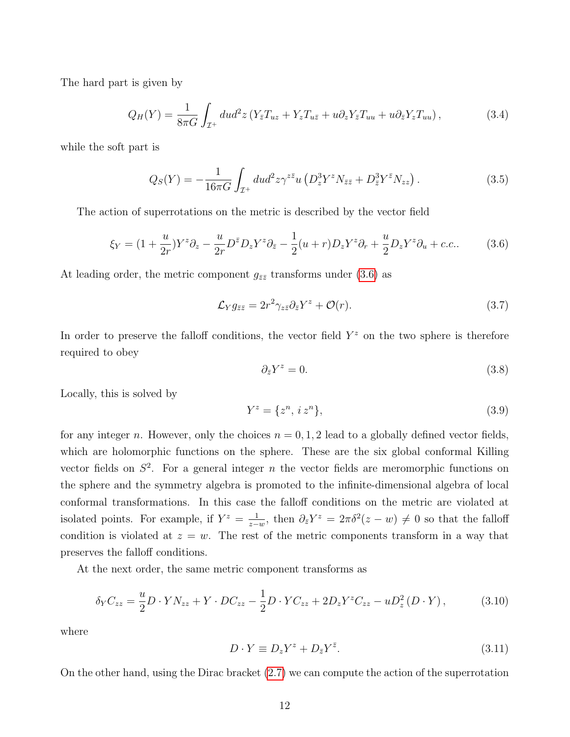The hard part is given by

$$Q_H(Y) = \frac{1}{8\pi G}\int_{\mathcal{I}^+} du d^2z \left(Y_{\bar{z}}T_{uz} + Y_z T_{u\bar{z}} + u\partial_z Y_{\bar{z}}T_{uu} + u\partial_{\bar{z}}Y_z T_{uu}\right), \tag{3.4}$$

while the soft part is

$$Q_S(Y) = -\frac{1}{16\pi G}\int_{\mathcal{I}^+} du d^2z \gamma^{z\bar{z}} u\left(D_z^3 Y^z N_{\bar{z}\bar{z}} + D_{\bar{z}}^3 Y^{\bar{z}} N_{zz}\right). \tag{3.5}$$

The action of superrotations on the metric is described by the vector field

$$\xi_Y = (1+\frac{u}{2r})Y^z\partial_z - \frac{u}{2r}D^{\bar{z}}D_z Y^z\partial_{\bar{z}} - \frac{1}{2}(u+r)D_z Y^z\partial_r + \frac{u}{2}D_z Y^z\partial_u + c.c.. \tag{3.6}$$

At leading order, the metric component $g_{\bar{z}\bar{z}}$ transforms under (3.6) as

$$\mathcal{L}_Y g_{\bar{z}\bar{z}} = 2r^2\gamma_{z\bar{z}}\partial_{\bar{z}}Y^z + \mathcal{O}(r). \tag{3.7}$$

In order to preserve the falloff conditions, the vector field $Y^z$ on the two sphere is therefore required to obey

$$\partial_{\bar{z}}Y^z = 0. \tag{3.8}$$

Locally, this is solved by

$$Y^z = \{z^n,\, i\, z^n\}, \tag{3.9}$$

for any integer $n$. However, only the choices $n = 0, 1, 2$ lead to a globally defined vector fields, which are holomorphic functions on the sphere. These are the six global conformal Killing vector fields on $S^2$. For a general integer $n$ the vector fields are meromorphic functions on the sphere and the symmetry algebra is promoted to the infinite-dimensional algebra of local conformal transformations. In this case the falloff conditions on the metric are violated at isolated points. For example, if $Y^z = \frac{1}{z-w}$, then $\partial_{\bar{z}}Y^z = 2\pi\delta^2(z-w) \neq 0$ so that the falloff condition is violated at $z = w$. The rest of the metric components transform in a way that preserves the falloff conditions.

At the next order, the same metric component transforms as

$$\delta_Y C_{zz} = \frac{u}{2}D\cdot Y N_{zz} + Y\cdot DC_{zz} - \frac{1}{2}D\cdot Y C_{zz} + 2D_z Y^z C_{zz} - uD_z^2\left(D\cdot Y\right), \tag{3.10}$$

where

$$D\cdot Y \equiv D_z Y^z + D_{\bar{z}}Y^{\bar{z}}. \tag{3.11}$$

On the other hand, using the Dirac bracket (2.7) we can compute the action of the superrotation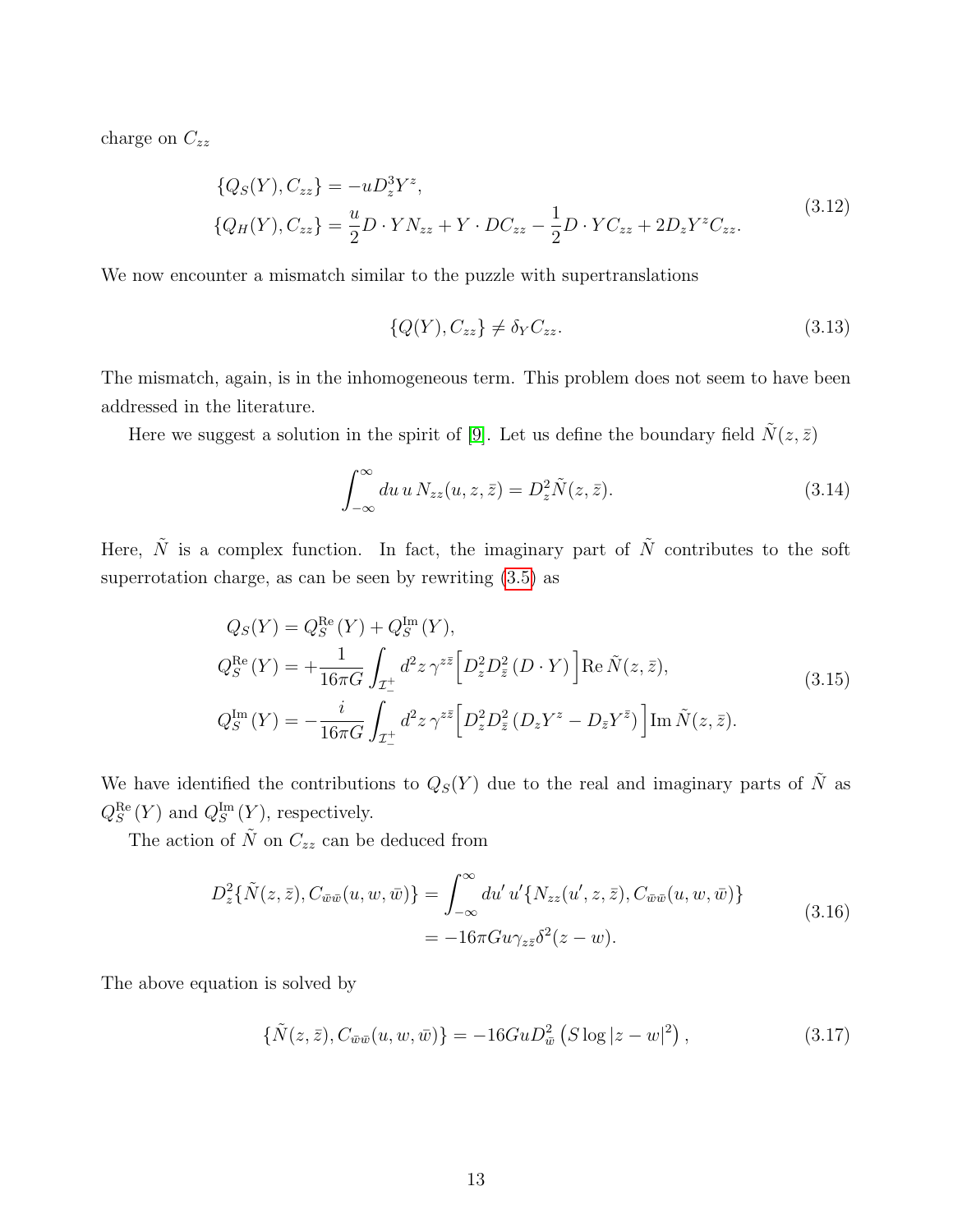charge on $C_{zz}$

$$
\begin{aligned}
\{Q_S(Y), C_{zz}\} &= -u D_z^3 Y^z, \\
\{Q_H(Y), C_{zz}\} &= \frac{u}{2} D \cdot Y N_{zz} + Y \cdot D C_{zz} - \frac{1}{2} D \cdot Y C_{zz} + 2 D_z Y^z C_{zz}.
\end{aligned}
\tag{3.12}
$$

We now encounter a mismatch similar to the puzzle with supertranslations

$$
\{Q(Y), C_{zz}\} \neq \delta_Y C_{zz}. \tag{3.13}
$$

The mismatch, again, is in the inhomogeneous term. This problem does not seem to have been addressed in the literature.

Here we suggest a solution in the spirit of [9]. Let us define the boundary field $\tilde{N}(z, \bar{z})$

$$
\int_{-\infty}^{\infty} du \, u \, N_{zz}(u, z, \bar{z}) = D_z^2 \tilde{N}(z, \bar{z}). \tag{3.14}
$$

Here, $\tilde{N}$ is a complex function. In fact, the imaginary part of $\tilde{N}$ contributes to the soft superrotation charge, as can be seen by rewriting (3.5) as

$$
\begin{aligned}
Q_S(Y) &= Q_S^{\text{Re}}(Y) + Q_S^{\text{Im}}(Y), \\
Q_S^{\text{Re}}(Y) &= + \frac{1}{16\pi G} \int_{\mathcal{I}^+_-} d^2 z \, \gamma^{z\bar{z}} \Big[ D_z^2 D_{\bar{z}}^2 \left( D \cdot Y \right) \Big] \text{Re} \, \tilde{N}(z, \bar{z}), \\
Q_S^{\text{Im}}(Y) &= - \frac{i}{16\pi G} \int_{\mathcal{I}^+_-} d^2 z \, \gamma^{z\bar{z}} \Big[ D_z^2 D_{\bar{z}}^2 \left( D_z Y^z - D_{\bar{z}} Y^{\bar{z}} \right) \Big] \text{Im} \, \tilde{N}(z, \bar{z}).
\end{aligned}
\tag{3.15}
$$

We have identified the contributions to $Q_S(Y)$ due to the real and imaginary parts of $\tilde{N}$ as $Q_S^{\text{Re}}(Y)$ and $Q_S^{\text{Im}}(Y)$, respectively.

The action of $\tilde{N}$ on $C_{zz}$ can be deduced from

$$
\begin{aligned}
D_z^2 \{\tilde{N}(z, \bar{z}), C_{\bar{w}\bar{w}}(u, w, \bar{w})\} &= \int_{-\infty}^{\infty} du' \, u' \{N_{zz}(u', z, \bar{z}), C_{\bar{w}\bar{w}}(u, w, \bar{w})\} \\
&= -16\pi G u \gamma_{z\bar{z}} \delta^2(z - w).
\end{aligned}
\tag{3.16}
$$

The above equation is solved by

$$
\{\tilde{N}(z, \bar{z}), C_{\bar{w}\bar{w}}(u, w, \bar{w})\} = -16 G u D_{\bar{w}}^2 \left( S \log |z - w|^2 \right), \tag{3.17}
$$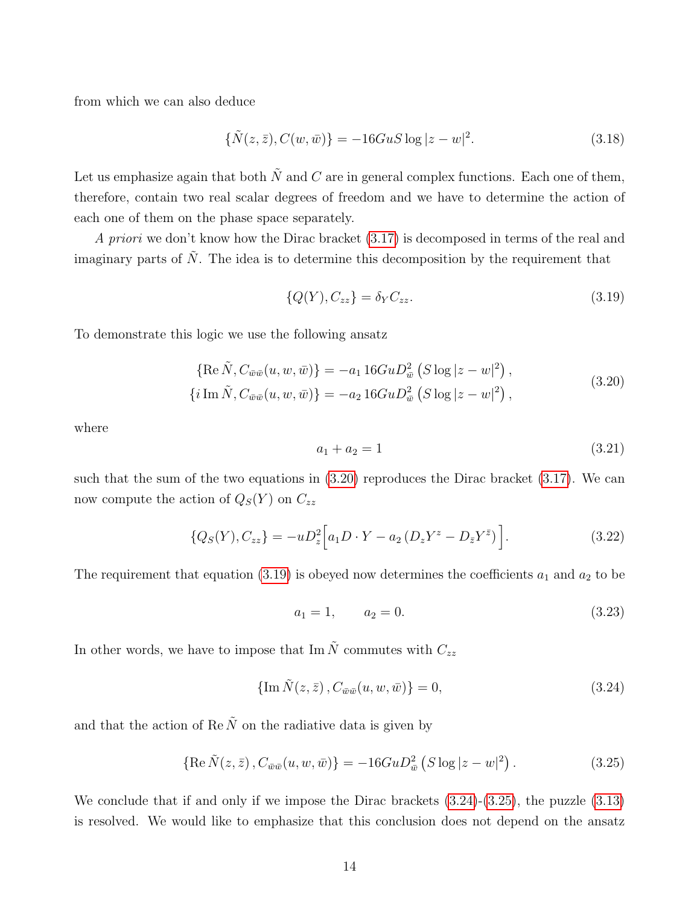from which we can also deduce

$$\{\tilde{N}(z,\bar{z}), C(w,\bar{w})\} = -16GuS\log|z-w|^2. \tag{3.18}$$

Let us emphasize again that both $\tilde{N}$ and $C$ are in general complex functions. Each one of them, therefore, contain two real scalar degrees of freedom and we have to determine the action of each one of them on the phase space separately.

*A priori* we don't know how the Dirac bracket (3.17) is decomposed in terms of the real and imaginary parts of $\tilde{N}$. The idea is to determine this decomposition by the requirement that

$$\{Q(Y), C_{zz}\} = \delta_Y C_{zz}. \tag{3.19}$$

To demonstrate this logic we use the following ansatz

$$\begin{aligned}
\{\mathrm{Re}\,\tilde{N}, C_{\bar{w}\bar{w}}(u,w,\bar{w})\} &= -a_1\, 16GuD_{\bar{w}}^2\left(S\log|z-w|^2\right), \\
\{i\,\mathrm{Im}\,\tilde{N}, C_{\bar{w}\bar{w}}(u,w,\bar{w})\} &= -a_2\, 16GuD_{\bar{w}}^2\left(S\log|z-w|^2\right),
\end{aligned} \tag{3.20}$$

where

$$a_1 + a_2 = 1 \tag{3.21}$$

such that the sum of the two equations in (3.20) reproduces the Dirac bracket (3.17). We can now compute the action of $Q_S(Y)$ on $C_{zz}$

$$\{Q_S(Y), C_{zz}\} = -uD_z^2\Big[a_1 D\cdot Y - a_2\left(D_z Y^z - D_{\bar{z}}Y^{\bar{z}}\right)\Big]. \tag{3.22}$$

The requirement that equation (3.19) is obeyed now determines the coefficients $a_1$ and $a_2$ to be

$$a_1 = 1, \qquad a_2 = 0. \tag{3.23}$$

In other words, we have to impose that $\mathrm{Im}\,\tilde{N}$ commutes with $C_{zz}$

$$\{\mathrm{Im}\,\tilde{N}(z,\bar{z}), C_{\bar{w}\bar{w}}(u,w,\bar{w})\} = 0, \tag{3.24}$$

and that the action of $\mathrm{Re}\,\tilde{N}$ on the radiative data is given by

$$\{\mathrm{Re}\,\tilde{N}(z,\bar{z}), C_{\bar{w}\bar{w}}(u,w,\bar{w})\} = -16GuD_{\bar{w}}^2\left(S\log|z-w|^2\right). \tag{3.25}$$

We conclude that if and only if we impose the Dirac brackets (3.24)-(3.25), the puzzle (3.13) is resolved. We would like to emphasize that this conclusion does not depend on the ansatz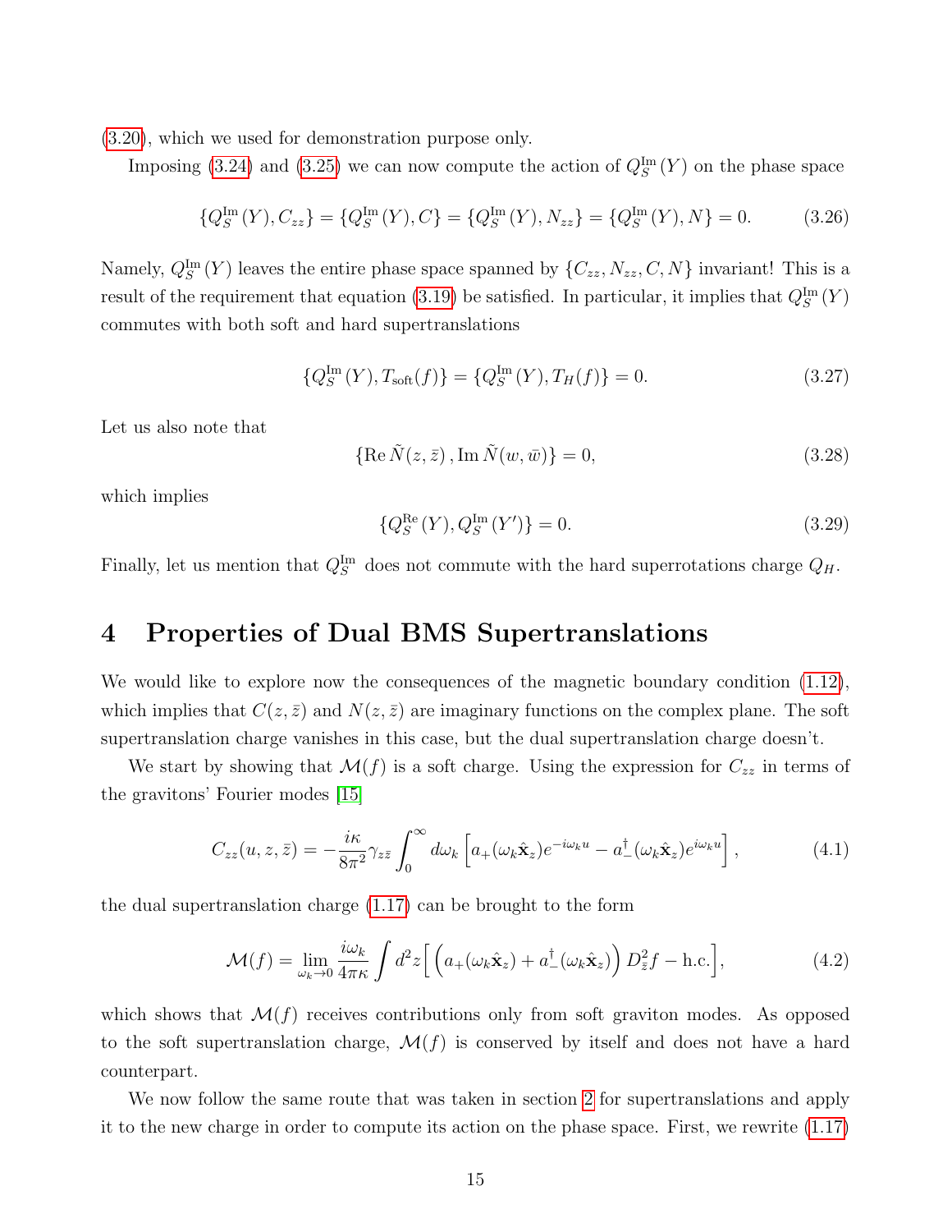(3.20), which we used for demonstration purpose only.

Imposing (3.24) and (3.25) we can now compute the action of $Q_S^{\rm Im}(Y)$ on the phase space

$$\{Q_S^{\rm Im}(Y), C_{zz}\} = \{Q_S^{\rm Im}(Y), C\} = \{Q_S^{\rm Im}(Y), N_{zz}\} = \{Q_S^{\rm Im}(Y), N\} = 0. \tag{3.26}$$

Namely, $Q_S^{\rm Im}(Y)$ leaves the entire phase space spanned by $\{C_{zz}, N_{zz}, C, N\}$ invariant! This is a result of the requirement that equation (3.19) be satisfied. In particular, it implies that $Q_S^{\rm Im}(Y)$ commutes with both soft and hard supertranslations

$$\{Q_S^{\rm Im}(Y), T_{\rm soft}(f)\} = \{Q_S^{\rm Im}(Y), T_H(f)\} = 0. \tag{3.27}$$

Let us also note that

$$\{\operatorname{Re}\tilde{N}(z,\bar{z}), \operatorname{Im}\tilde{N}(w,\bar{w})\} = 0, \tag{3.28}$$

which implies

$$\{Q_S^{\rm Re}(Y), Q_S^{\rm Im}(Y')\} = 0. \tag{3.29}$$

Finally, let us mention that $Q_S^{\rm Im}$ does not commute with the hard superrotations charge $Q_H$.

# 4 Properties of Dual BMS Supertranslations

We would like to explore now the consequences of the magnetic boundary condition (1.12), which implies that $C(z,\bar{z})$ and $N(z,\bar{z})$ are imaginary functions on the complex plane. The soft supertranslation charge vanishes in this case, but the dual supertranslation charge doesn't.

We start by showing that $\mathcal{M}(f)$ is a soft charge. Using the expression for $C_{zz}$ in terms of the gravitons' Fourier modes [15]

$$C_{zz}(u,z,\bar{z}) = -\frac{i\kappa}{8\pi^2}\gamma_{z\bar{z}}\int_0^\infty d\omega_k \left[a_+(\omega_k\hat{\mathbf{x}}_z)e^{-i\omega_k u} - a_-^\dagger(\omega_k\hat{\mathbf{x}}_z)e^{i\omega_k u}\right], \tag{4.1}$$

the dual supertranslation charge (1.17) can be brought to the form

$$\mathcal{M}(f) = \lim_{\omega_k\to 0}\frac{i\omega_k}{4\pi\kappa}\int d^2z\Big[\Big(a_+(\omega_k\hat{\mathbf{x}}_z) + a_-^\dagger(\omega_k\hat{\mathbf{x}}_z)\Big)D_{\bar{z}}^2 f - \text{h.c.}\Big], \tag{4.2}$$

which shows that $\mathcal{M}(f)$ receives contributions only from soft graviton modes. As opposed to the soft supertranslation charge, $\mathcal{M}(f)$ is conserved by itself and does not have a hard counterpart.

We now follow the same route that was taken in section 2 for supertranslations and apply it to the new charge in order to compute its action on the phase space. First, we rewrite (1.17)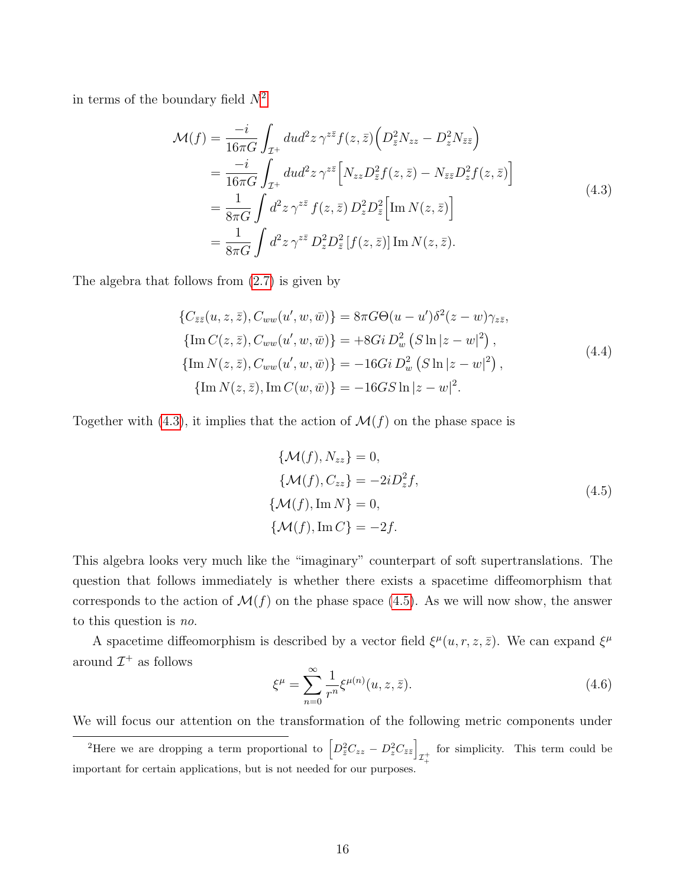in terms of the boundary field $N$[2]

$$
\begin{aligned}
\mathcal{M}(f) &= \frac{-i}{16\pi G}\int_{\mathcal{I}^+} du d^2z\, \gamma^{z\bar{z}} f(z,\bar{z})\Big(D_{\bar{z}}^2 N_{zz} - D_z^2 N_{\bar{z}\bar{z}}\Big) \\
&= \frac{-i}{16\pi G}\int_{\mathcal{I}^+} du d^2z\, \gamma^{z\bar{z}}\Big[N_{zz} D_{\bar{z}}^2 f(z,\bar{z}) - N_{\bar{z}\bar{z}} D_z^2 f(z,\bar{z})\Big] \\
&= \frac{1}{8\pi G}\int d^2z\, \gamma^{z\bar{z}}\, f(z,\bar{z})\, D_z^2 D_{\bar{z}}^2 \Big[\operatorname{Im} N(z,\bar{z})\Big] \\
&= \frac{1}{8\pi G}\int d^2z\, \gamma^{z\bar{z}}\, D_z^2 D_{\bar{z}}^2 \left[f(z,\bar{z})\right] \operatorname{Im} N(z,\bar{z}).
\end{aligned}
\tag{4.3}
$$

The algebra that follows from (2.7) is given by

$$
\begin{aligned}
\{C_{\bar{z}\bar{z}}(u,z,\bar{z}), C_{ww}(u',w,\bar{w})\} &= 8\pi G \Theta(u-u')\delta^2(z-w)\gamma_{z\bar{z}}, \\
\{\operatorname{Im} C(z,\bar{z}), C_{ww}(u',w,\bar{w})\} &= +8Gi\, D_w^2 \left(S \ln|z-w|^2\right), \\
\{\operatorname{Im} N(z,\bar{z}), C_{ww}(u',w,\bar{w})\} &= -16Gi\, D_w^2 \left(S \ln|z-w|^2\right), \\
\{\operatorname{Im} N(z,\bar{z}), \operatorname{Im} C(w,\bar{w})\} &= -16GS \ln|z-w|^2.
\end{aligned}
\tag{4.4}
$$

Together with (4.3), it implies that the action of $\mathcal{M}(f)$ on the phase space is

$$
\begin{aligned}
\{\mathcal{M}(f), N_{zz}\} &= 0, \\
\{\mathcal{M}(f), C_{zz}\} &= -2iD_z^2 f, \\
\{\mathcal{M}(f), \operatorname{Im} N\} &= 0, \\
\{\mathcal{M}(f), \operatorname{Im} C\} &= -2f.
\end{aligned}
\tag{4.5}
$$

This algebra looks very much like the "imaginary" counterpart of soft supertranslations. The question that follows immediately is whether there exists a spacetime diffeomorphism that corresponds to the action of $\mathcal{M}(f)$ on the phase space (4.5). As we will now show, the answer to this question is *no*.

A spacetime diffeomorphism is described by a vector field $\xi^\mu(u,r,z,\bar{z})$. We can expand $\xi^\mu$ around $\mathcal{I}^+$ as follows

$$
\xi^\mu = \sum_{n=0}^{\infty} \frac{1}{r^n} \xi^{\mu(n)}(u,z,\bar{z}).
\tag{4.6}
$$

We will focus our attention on the transformation of the following metric components under

[2] Here we are dropping a term proportional to $\Big[D_{\bar{z}}^2 C_{zz} - D_z^2 C_{\bar{z}\bar{z}}\Big]_{\mathcal{I}^+_+}$ for simplicity. This term could be important for certain applications, but is not needed for our purposes.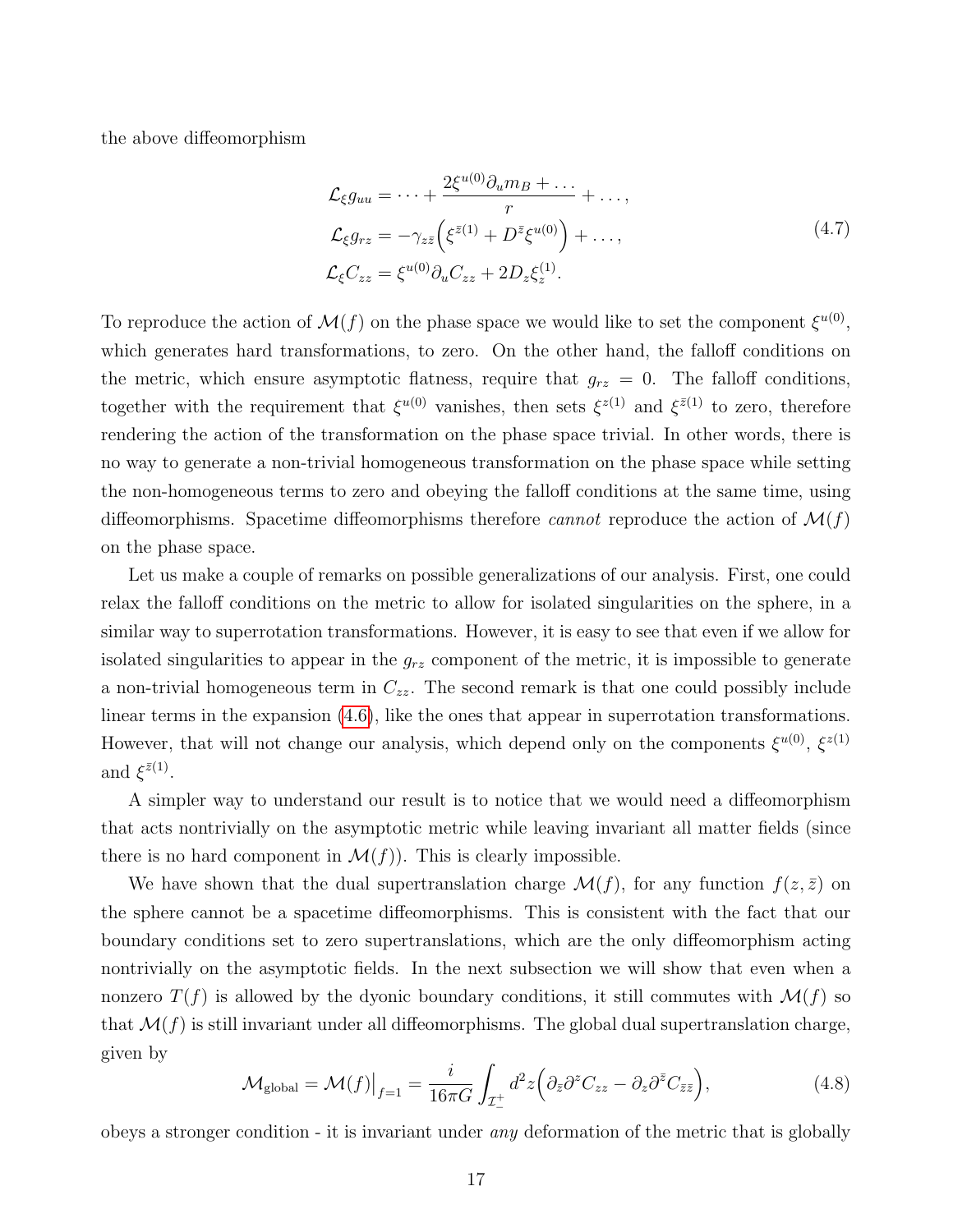the above diffeomorphism

$$
\begin{aligned}
\mathcal{L}_\xi g_{uu} &= \dots + \frac{2\xi^{u(0)}\partial_u m_B + \dots}{r} + \dots, \\
\mathcal{L}_\xi g_{rz} &= -\gamma_{z\bar{z}}\Big(\xi^{\bar{z}(1)} + D^{\bar{z}}\xi^{u(0)}\Big) + \dots, \\
\mathcal{L}_\xi C_{zz} &= \xi^{u(0)}\partial_u C_{zz} + 2D_z\xi_z^{(1)}.
\end{aligned}
\tag{4.7}
$$

To reproduce the action of $\mathcal{M}(f)$ on the phase space we would like to set the component $\xi^{u(0)}$, which generates hard transformations, to zero. On the other hand, the falloff conditions on the metric, which ensure asymptotic flatness, require that $g_{rz} = 0$. The falloff conditions, together with the requirement that $\xi^{u(0)}$ vanishes, then sets $\xi^{z(1)}$ and $\xi^{\bar{z}(1)}$ to zero, therefore rendering the action of the transformation on the phase space trivial. In other words, there is no way to generate a non-trivial homogeneous transformation on the phase space while setting the non-homogeneous terms to zero and obeying the falloff conditions at the same time, using diffeomorphisms. Spacetime diffeomorphisms therefore *cannot* reproduce the action of $\mathcal{M}(f)$ on the phase space.

Let us make a couple of remarks on possible generalizations of our analysis. First, one could relax the falloff conditions on the metric to allow for isolated singularities on the sphere, in a similar way to superrotation transformations. However, it is easy to see that even if we allow for isolated singularities to appear in the $g_{rz}$ component of the metric, it is impossible to generate a non-trivial homogeneous term in $C_{zz}$. The second remark is that one could possibly include linear terms in the expansion (4.6), like the ones that appear in superrotation transformations. However, that will not change our analysis, which depend only on the components $\xi^{u(0)}$, $\xi^{z(1)}$ and $\xi^{\bar{z}(1)}$.

A simpler way to understand our result is to notice that we would need a diffeomorphism that acts nontrivially on the asymptotic metric while leaving invariant all matter fields (since there is no hard component in $\mathcal{M}(f)$). This is clearly impossible.

We have shown that the dual supertranslation charge $\mathcal{M}(f)$, for any function $f(z,\bar{z})$ on the sphere cannot be a spacetime diffeomorphisms. This is consistent with the fact that our boundary conditions set to zero supertranslations, which are the only diffeomorphism acting nontrivially on the asymptotic fields. In the next subsection we will show that even when a nonzero $T(f)$ is allowed by the dyonic boundary conditions, it still commutes with $\mathcal{M}(f)$ so that $\mathcal{M}(f)$ is still invariant under all diffeomorphisms. The global dual supertranslation charge, given by

$$
\mathcal{M}_{\text{global}} = \mathcal{M}(f)\big|_{f=1} = \frac{i}{16\pi G}\int_{\mathcal{I}^+_-} d^2z\Big(\partial_{\bar{z}}\partial^z C_{zz} - \partial_z\partial^{\bar{z}} C_{\bar{z}\bar{z}}\Big),
\tag{4.8}
$$

obeys a stronger condition - it is invariant under *any* deformation of the metric that is globally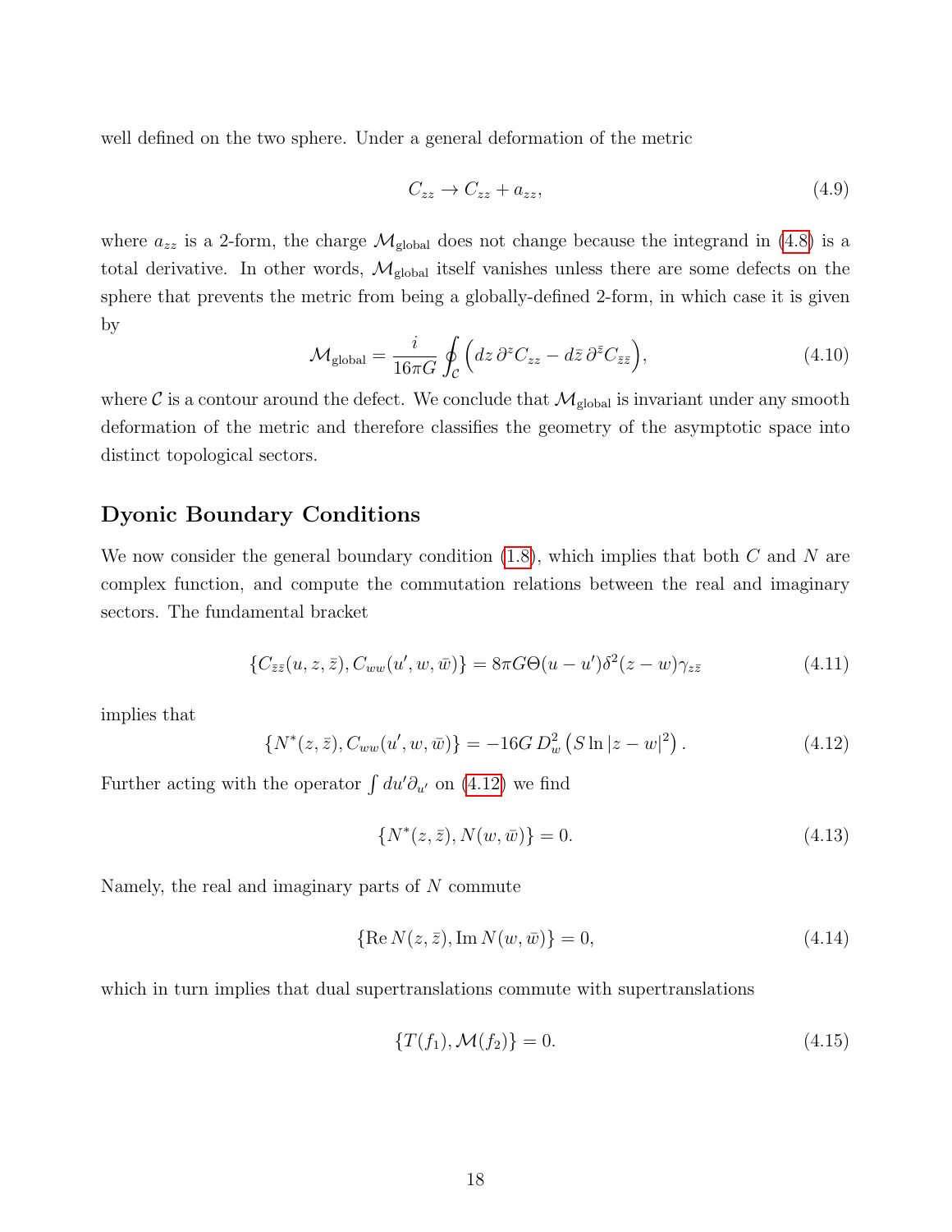well defined on the two sphere. Under a general deformation of the metric

$$C_{zz} \to C_{zz} + a_{zz}, \tag{4.9}$$

where $a_{zz}$ is a 2-form, the charge $\mathcal{M}_{\text{global}}$ does not change because the integrand in (4.8) is a total derivative. In other words, $\mathcal{M}_{\text{global}}$ itself vanishes unless there are some defects on the sphere that prevents the metric from being a globally-defined 2-form, in which case it is given by

$$\mathcal{M}_{\text{global}} = \frac{i}{16\pi G} \oint_{\mathcal{C}} \Big( dz\, \partial^z C_{zz} - d\bar{z}\, \partial^{\bar{z}} C_{\bar{z}\bar{z}} \Big), \tag{4.10}$$

where $\mathcal{C}$ is a contour around the defect. We conclude that $\mathcal{M}_{\text{global}}$ is invariant under any smooth deformation of the metric and therefore classifies the geometry of the asymptotic space into distinct topological sectors.

### Dyonic Boundary Conditions

We now consider the general boundary condition (1.8), which implies that both $C$ and $N$ are complex function, and compute the commutation relations between the real and imaginary sectors. The fundamental bracket

$$\{C_{\bar{z}\bar{z}}(u, z, \bar{z}), C_{ww}(u', w, \bar{w})\} = 8\pi G \Theta(u - u') \delta^2(z - w) \gamma_{z\bar{z}} \tag{4.11}$$

implies that

$$\{N^*(z, \bar{z}), C_{ww}(u', w, \bar{w})\} = -16G\, D_w^2 \left( S \ln |z - w|^2 \right). \tag{4.12}$$

Further acting with the operator $\int du' \partial_{u'}$ on (4.12) we find

$$\{N^*(z, \bar{z}), N(w, \bar{w})\} = 0. \tag{4.13}$$

Namely, the real and imaginary parts of $N$ commute

$$\{\text{Re}\, N(z, \bar{z}), \text{Im}\, N(w, \bar{w})\} = 0, \tag{4.14}$$

which in turn implies that dual supertranslations commute with supertranslations

$$\{T(f_1), \mathcal{M}(f_2)\} = 0. \tag{4.15}$$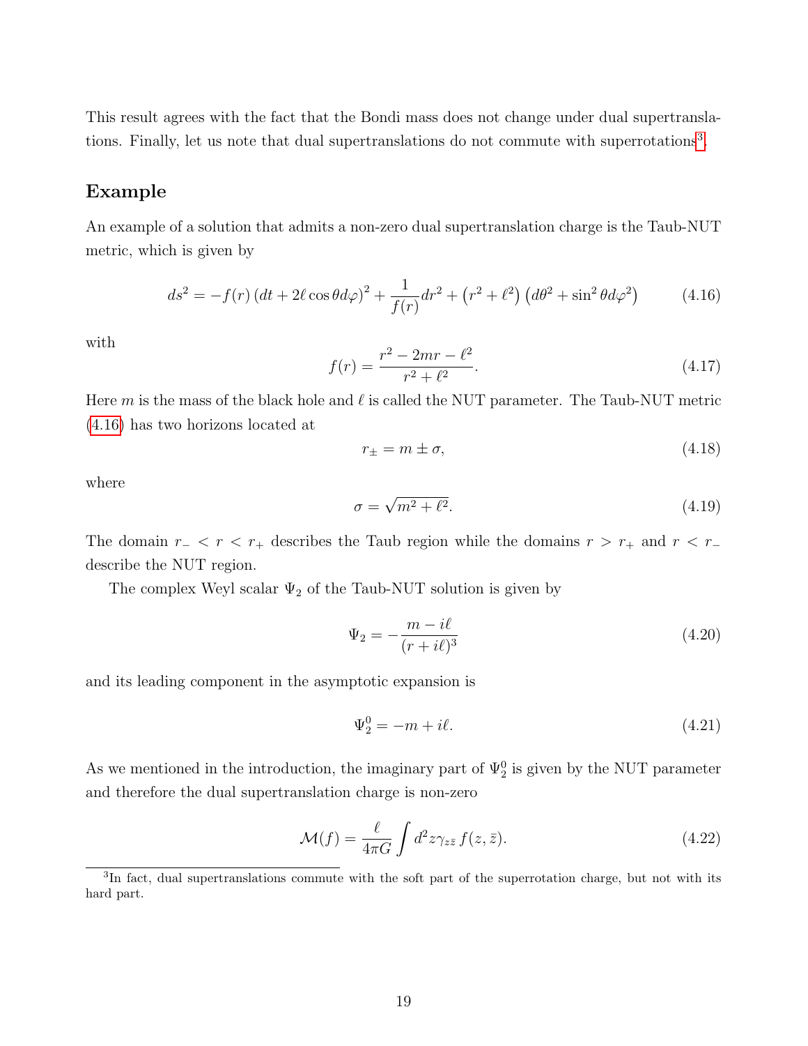This result agrees with the fact that the Bondi mass does not change under dual supertranslations. Finally, let us note that dual supertranslations do not commute with superrotations[3].

## Example

An example of a solution that admits a non-zero dual supertranslation charge is the Taub-NUT metric, which is given by

$$ds^2 = -f(r)\left(dt + 2\ell\cos\theta d\varphi\right)^2 + \frac{1}{f(r)}dr^2 + \left(r^2+\ell^2\right)\left(d\theta^2 + \sin^2\theta d\varphi^2\right) \tag{4.16}$$

with

$$f(r) = \frac{r^2 - 2mr - \ell^2}{r^2+\ell^2}. \tag{4.17}$$

Here $m$ is the mass of the black hole and $\ell$ is called the NUT parameter. The Taub-NUT metric (4.16) has two horizons located at

$$r_\pm = m \pm \sigma, \tag{4.18}$$

where

$$\sigma = \sqrt{m^2+\ell^2}. \tag{4.19}$$

The domain $r_- < r < r_+$ describes the Taub region while the domains $r > r_+$ and $r < r_-$ describe the NUT region.

The complex Weyl scalar $\Psi_2$ of the Taub-NUT solution is given by

$$\Psi_2 = -\frac{m - i\ell}{(r+i\ell)^3} \tag{4.20}$$

and its leading component in the asymptotic expansion is

$$\Psi_2^0 = -m + i\ell. \tag{4.21}$$

As we mentioned in the introduction, the imaginary part of $\Psi_2^0$ is given by the NUT parameter and therefore the dual supertranslation charge is non-zero

$$\mathcal{M}(f) = \frac{\ell}{4\pi G}\int d^2z\gamma_{z\bar{z}}\,f(z,\bar{z}). \tag{4.22}$$

[3] In fact, dual supertranslations commute with the soft part of the superrotation charge, but not with its hard part.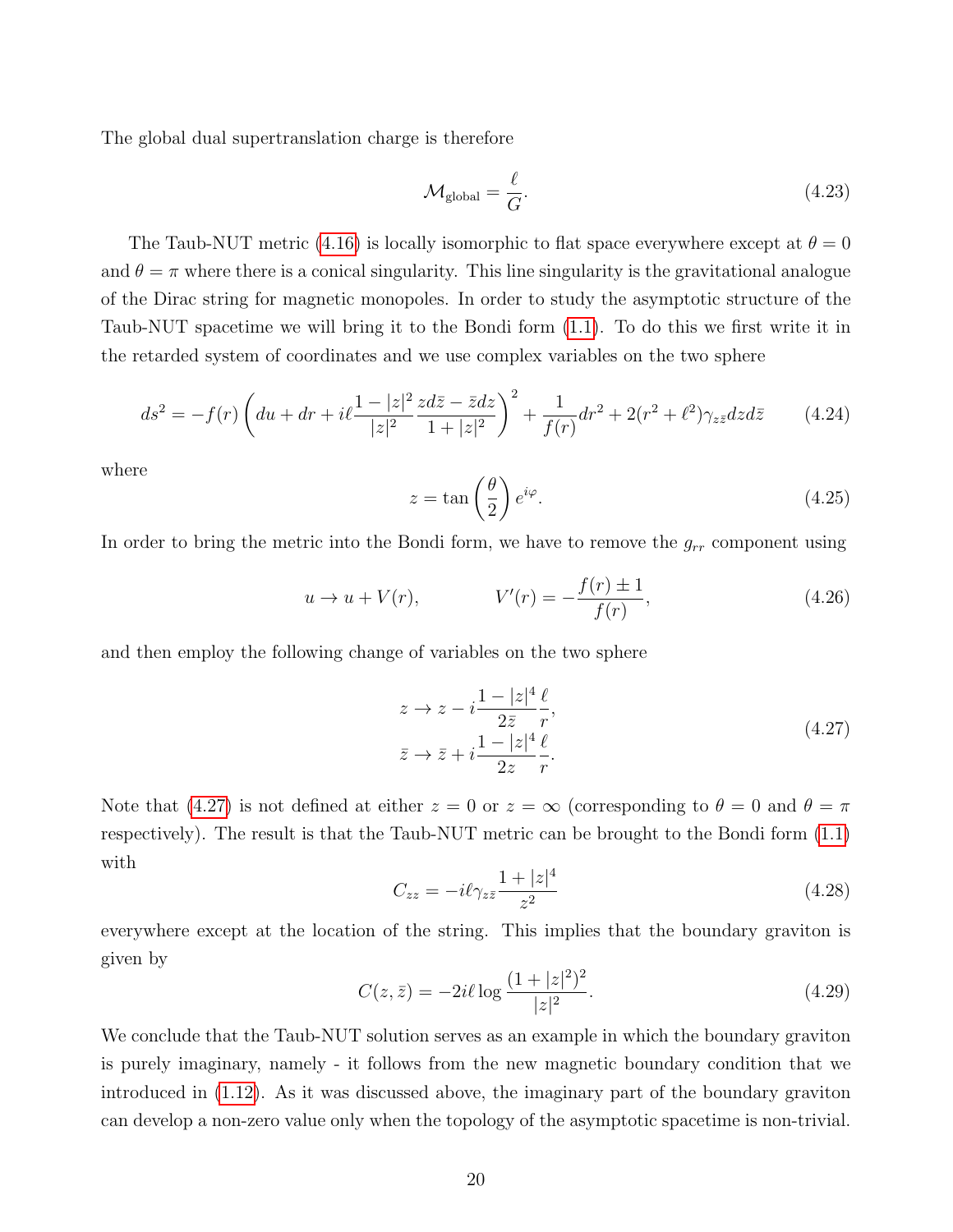The global dual supertranslation charge is therefore

$$\mathcal{M}_{\text{global}} = \frac{\ell}{G}. \tag{4.23}$$

The Taub-NUT metric (4.16) is locally isomorphic to flat space everywhere except at $\theta = 0$ and $\theta = \pi$ where there is a conical singularity. This line singularity is the gravitational analogue of the Dirac string for magnetic monopoles. In order to study the asymptotic structure of the Taub-NUT spacetime we will bring it to the Bondi form (1.1). To do this we first write it in the retarded system of coordinates and we use complex variables on the two sphere

$$ds^2 = -f(r)\left(du + dr + i\ell\frac{1-|z|^2}{|z|^2}\frac{zd\bar{z} - \bar{z}dz}{1+|z|^2}\right)^2 + \frac{1}{f(r)}dr^2 + 2(r^2+\ell^2)\gamma_{z\bar{z}}dzd\bar{z} \tag{4.24}$$

where

$$z = \tan\left(\frac{\theta}{2}\right)e^{i\varphi}. \tag{4.25}$$

In order to bring the metric into the Bondi form, we have to remove the $g_{rr}$ component using

$$u \to u + V(r), \qquad\qquad V'(r) = -\frac{f(r)\pm 1}{f(r)}, \tag{4.26}$$

and then employ the following change of variables on the two sphere

$$\begin{aligned} z &\to z - i\frac{1-|z|^4}{2\bar{z}}\frac{\ell}{r}, \\ \bar{z} &\to \bar{z} + i\frac{1-|z|^4}{2z}\frac{\ell}{r}. \end{aligned} \tag{4.27}$$

Note that (4.27) is not defined at either $z = 0$ or $z = \infty$ (corresponding to $\theta = 0$ and $\theta = \pi$ respectively). The result is that the Taub-NUT metric can be brought to the Bondi form (1.1) with

$$C_{zz} = -i\ell\gamma_{z\bar{z}}\frac{1+|z|^4}{z^2} \tag{4.28}$$

everywhere except at the location of the string. This implies that the boundary graviton is given by

$$C(z,\bar{z}) = -2i\ell\log\frac{(1+|z|^2)^2}{|z|^2}. \tag{4.29}$$

We conclude that the Taub-NUT solution serves as an example in which the boundary graviton is purely imaginary, namely - it follows from the new magnetic boundary condition that we introduced in (1.12). As it was discussed above, the imaginary part of the boundary graviton can develop a non-zero value only when the topology of the asymptotic spacetime is non-trivial.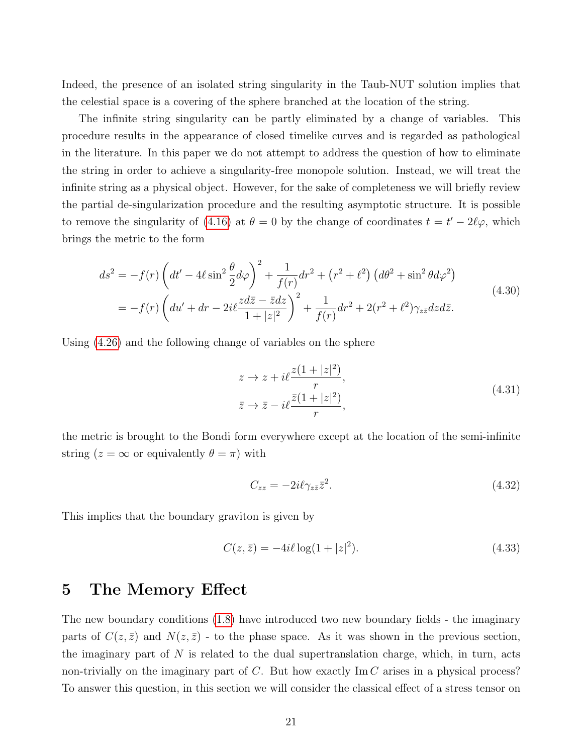Indeed, the presence of an isolated string singularity in the Taub-NUT solution implies that the celestial space is a covering of the sphere branched at the location of the string.

The infinite string singularity can be partly eliminated by a change of variables. This procedure results in the appearance of closed timelike curves and is regarded as pathological in the literature. In this paper we do not attempt to address the question of how to eliminate the string in order to achieve a singularity-free monopole solution. Instead, we will treat the infinite string as a physical object. However, for the sake of completeness we will briefly review the partial de-singularization procedure and the resulting asymptotic structure. It is possible to remove the singularity of (4.16) at $\theta = 0$ by the change of coordinates $t = t' - 2\ell\varphi$, which brings the metric to the form

$$
\begin{aligned}
ds^2 &= -f(r)\left(dt' - 4\ell \sin^2\frac{\theta}{2}d\varphi\right)^2 + \frac{1}{f(r)}dr^2 + \left(r^2+\ell^2\right)\left(d\theta^2 + \sin^2\theta d\varphi^2\right) \\
&= -f(r)\left(du' + dr - 2i\ell\frac{zd\bar{z} - \bar{z}dz}{1+|z|^2}\right)^2 + \frac{1}{f(r)}dr^2 + 2(r^2+\ell^2)\gamma_{z\bar{z}}dzd\bar{z}.
\end{aligned}
\tag{4.30}
$$

Using (4.26) and the following change of variables on the sphere

$$
\begin{aligned}
z &\to z + i\ell\frac{z(1+|z|^2)}{r}, \\
\bar{z} &\to \bar{z} - i\ell\frac{\bar{z}(1+|z|^2)}{r},
\end{aligned}
\tag{4.31}
$$

the metric is brought to the Bondi form everywhere except at the location of the semi-infinite string ($z = \infty$ or equivalently $\theta = \pi$) with

$$
C_{zz} = -2i\ell\gamma_{z\bar{z}}\bar{z}^2. \tag{4.32}
$$

This implies that the boundary graviton is given by

$$
C(z,\bar{z}) = -4i\ell\log(1+|z|^2). \tag{4.33}
$$

# 5 The Memory Effect

The new boundary conditions (1.8) have introduced two new boundary fields - the imaginary parts of $C(z,\bar{z})$ and $N(z,\bar{z})$ - to the phase space. As it was shown in the previous section, the imaginary part of $N$ is related to the dual supertranslation charge, which, in turn, acts non-trivially on the imaginary part of $C$. But how exactly $\operatorname{Im} C$ arises in a physical process? To answer this question, in this section we will consider the classical effect of a stress tensor on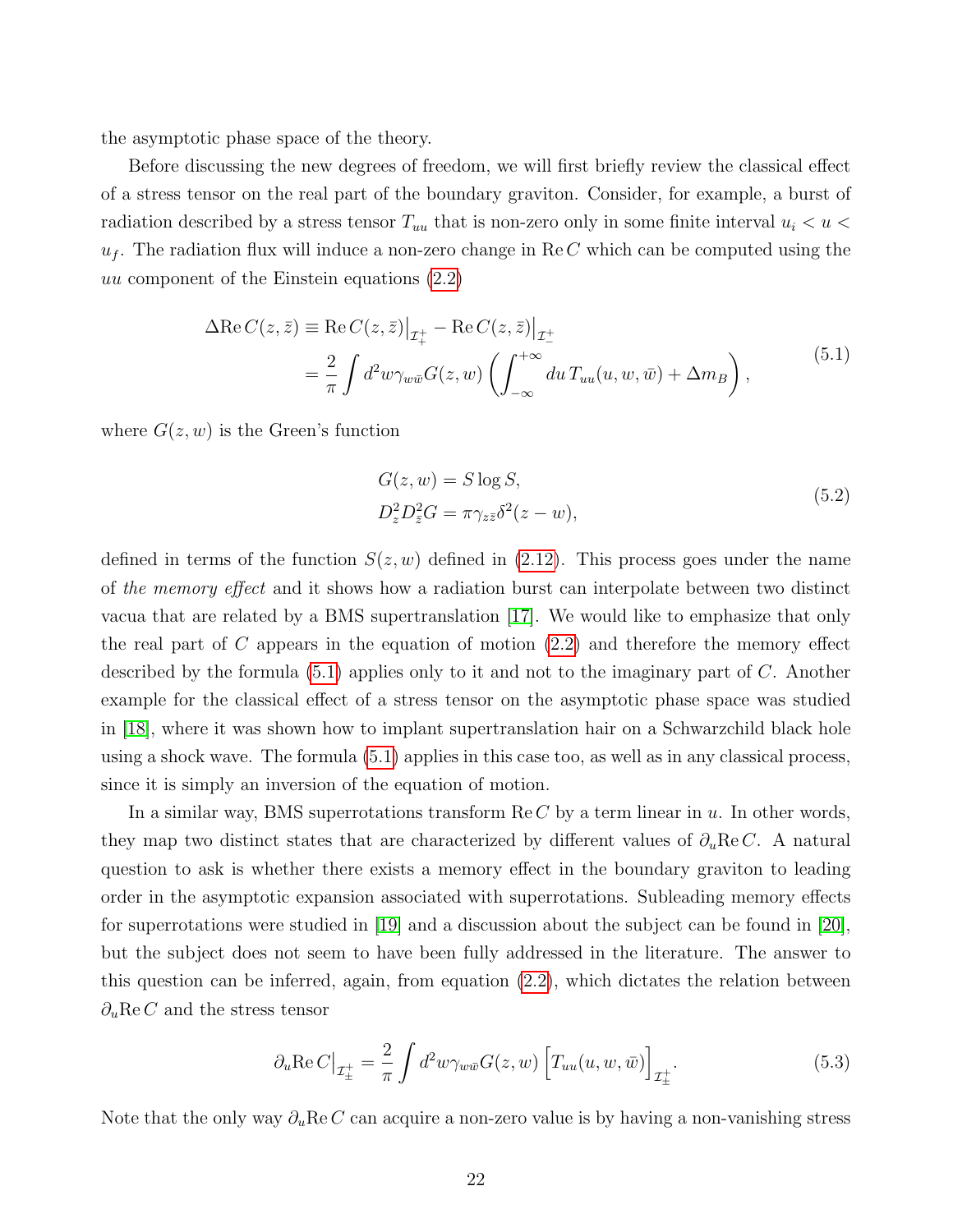the asymptotic phase space of the theory.

Before discussing the new degrees of freedom, we will first briefly review the classical effect of a stress tensor on the real part of the boundary graviton. Consider, for example, a burst of radiation described by a stress tensor $T_{uu}$ that is non-zero only in some finite interval $u_i < u < u_f$. The radiation flux will induce a non-zero change in $\mathrm{Re}\, C$ which can be computed using the $uu$ component of the Einstein equations (2.2)

$$
\begin{aligned}
\Delta \mathrm{Re}\, C(z,\bar{z}) &\equiv \mathrm{Re}\, C(z,\bar{z})\big|_{\mathcal{I}^+_+} - \mathrm{Re}\, C(z,\bar{z})\big|_{\mathcal{I}^+_-} \\
&= \frac{2}{\pi}\int d^2w \gamma_{w\bar{w}} G(z,w)\left(\int_{-\infty}^{+\infty} du\, T_{uu}(u,w,\bar{w}) + \Delta m_B\right),
\end{aligned}
\tag{5.1}
$$

where $G(z,w)$ is the Green's function

$$
\begin{aligned}
&G(z,w) = S\log S, \\
&D_z^2 D_{\bar{z}}^2 G = \pi \gamma_{z\bar{z}}\delta^2(z-w),
\end{aligned}
\tag{5.2}
$$

defined in terms of the function $S(z,w)$ defined in (2.12). This process goes under the name of *the memory effect* and it shows how a radiation burst can interpolate between two distinct vacua that are related by a BMS supertranslation [17]. We would like to emphasize that only the real part of $C$ appears in the equation of motion (2.2) and therefore the memory effect described by the formula (5.1) applies only to it and not to the imaginary part of $C$. Another example for the classical effect of a stress tensor on the asymptotic phase space was studied in [18], where it was shown how to implant supertranslation hair on a Schwarzchild black hole using a shock wave. The formula (5.1) applies in this case too, as well as in any classical process, since it is simply an inversion of the equation of motion.

In a similar way, BMS superrotations transform $\mathrm{Re}\, C$ by a term linear in $u$. In other words, they map two distinct states that are characterized by different values of $\partial_u \mathrm{Re}\, C$. A natural question to ask is whether there exists a memory effect in the boundary graviton to leading order in the asymptotic expansion associated with superrotations. Subleading memory effects for superrotations were studied in [19] and a discussion about the subject can be found in [20], but the subject does not seem to have been fully addressed in the literature. The answer to this question can be inferred, again, from equation (2.2), which dictates the relation between $\partial_u \mathrm{Re}\, C$ and the stress tensor

$$
\partial_u \mathrm{Re}\, C\big|_{\mathcal{I}^+_\pm} = \frac{2}{\pi}\int d^2w \gamma_{w\bar{w}} G(z,w)\left[T_{uu}(u,w,\bar{w})\right]_{\mathcal{I}^+_\pm}.
\tag{5.3}
$$

Note that the only way $\partial_u \mathrm{Re}\, C$ can acquire a non-zero value is by having a non-vanishing stress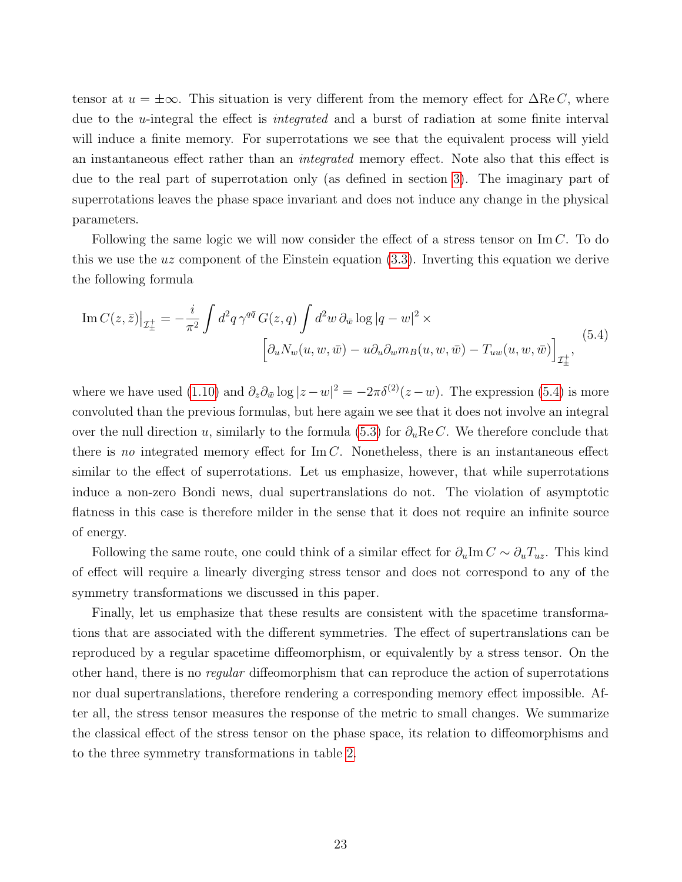tensor at $u = \pm\infty$. This situation is very different from the memory effect for $\Delta \mathrm{Re}\, C$, where due to the $u$-integral the effect is *integrated* and a burst of radiation at some finite interval will induce a finite memory. For superrotations we see that the equivalent process will yield an instantaneous effect rather than an *integrated* memory effect. Note also that this effect is due to the real part of superrotation only (as defined in section 3). The imaginary part of superrotations leaves the phase space invariant and does not induce any change in the physical parameters.

Following the same logic we will now consider the effect of a stress tensor on $\mathrm{Im}\, C$. To do this we use the $uz$ component of the Einstein equation (3.3). Inverting this equation we derive the following formula

$$
\begin{aligned}
\mathrm{Im}\, C(z,\bar{z})\big|_{\mathcal{I}^\pm_\pm} = -\frac{i}{\pi^2} \int d^2 q\, \gamma^{q\bar{q}}\, G(z,q) \int d^2 w\, \partial_{\bar{w}} \log |q-w|^2 \times \\
\Big[ \partial_u N_w(u,w,\bar{w}) - u \partial_u \partial_w m_B(u,w,\bar{w}) - T_{uw}(u,w,\bar{w}) \Big]_{\mathcal{I}^\pm_\pm},
\end{aligned}
\tag{5.4}
$$

where we have used (1.10) and $\partial_z \partial_{\bar{w}} \log |z-w|^2 = -2\pi \delta^{(2)}(z-w)$. The expression (5.4) is more convoluted than the previous formulas, but here again we see that it does not involve an integral over the null direction $u$, similarly to the formula (5.3) for $\partial_u \mathrm{Re}\, C$. We therefore conclude that there is *no* integrated memory effect for $\mathrm{Im}\, C$. Nonetheless, there is an instantaneous effect similar to the effect of superrotations. Let us emphasize, however, that while superrotations induce a non-zero Bondi news, dual supertranslations do not. The violation of asymptotic flatness in this case is therefore milder in the sense that it does not require an infinite source of energy.

Following the same route, one could think of a similar effect for $\partial_u \mathrm{Im}\, C \sim \partial_u T_{uz}$. This kind of effect will require a linearly diverging stress tensor and does not correspond to any of the symmetry transformations we discussed in this paper.

Finally, let us emphasize that these results are consistent with the spacetime transformations that are associated with the different symmetries. The effect of supertranslations can be reproduced by a regular spacetime diffeomorphism, or equivalently by a stress tensor. On the other hand, there is no *regular* diffeomorphism that can reproduce the action of superrotations nor dual supertranslations, therefore rendering a corresponding memory effect impossible. After all, the stress tensor measures the response of the metric to small changes. We summarize the classical effect of the stress tensor on the phase space, its relation to diffeomorphisms and to the three symmetry transformations in table 2.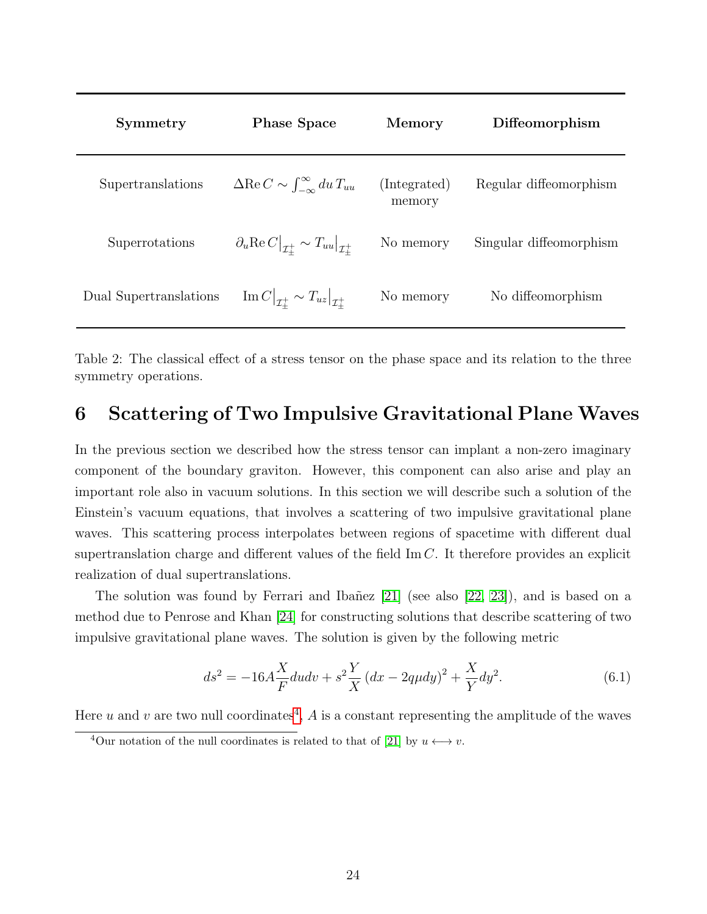| Symmetry | Phase Space | Memory | Diffeomorphism |
|---|---|---|---|
| Supertranslations | $\Delta \text{Re}\, C \sim \int_{-\infty}^{\infty} du\, T_{uu}$ | (Integrated) memory | Regular diffeomorphism |
| Superrotations | $\partial_u \text{Re}\, C\big\vert_{\mathcal{I}^+_\pm} \sim T_{uu}\big\vert_{\mathcal{I}^+_\pm}$ | No memory | Singular diffeomorphism |
| Dual Supertranslations | $\text{Im}\, C\big\vert_{\mathcal{I}^+_\pm} \sim T_{uz}\big\vert_{\mathcal{I}^+_\pm}$ | No memory | No diffeomorphism |

Table 2: The classical effect of a stress tensor on the phase space and its relation to the three symmetry operations.

# 6 Scattering of Two Impulsive Gravitational Plane Waves

In the previous section we described how the stress tensor can implant a non-zero imaginary component of the boundary graviton. However, this component can also arise and play an important role also in vacuum solutions. In this section we will describe such a solution of the Einstein's vacuum equations, that involves a scattering of two impulsive gravitational plane waves. This scattering process interpolates between regions of spacetime with different dual supertranslation charge and different values of the field $\text{Im}\, C$. It therefore provides an explicit realization of dual supertranslations.

The solution was found by Ferrari and Ibañez [21] (see also [22, 23]), and is based on a method due to Penrose and Khan [24] for constructing solutions that describe scattering of two impulsive gravitational plane waves. The solution is given by the following metric

$$ds^2 = -16A\frac{X}{F}dudv + s^2\frac{Y}{X}\left(dx - 2q\mu dy\right)^2 + \frac{X}{Y}dy^2. \tag{6.1}$$

Here $u$ and $v$ are two null coordinates[4], $A$ is a constant representing the amplitude of the waves

[4] Our notation of the null coordinates is related to that of [21] by $u \longleftrightarrow v$.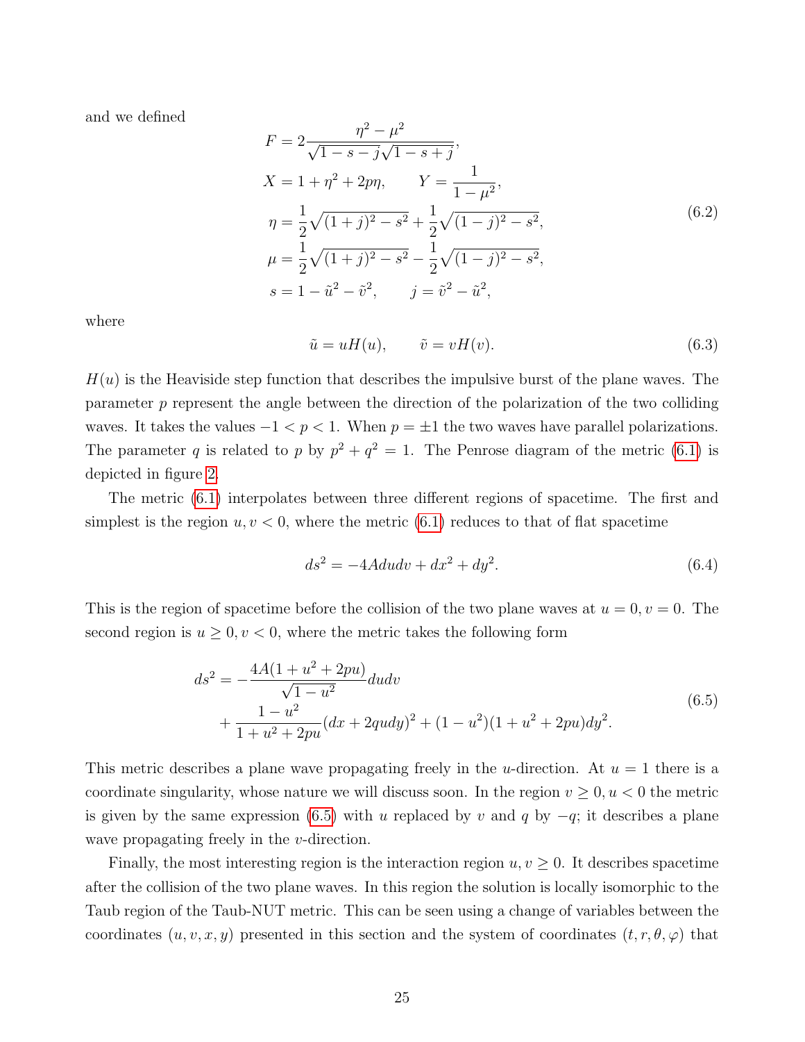and we defined

$$
\begin{aligned}
F &= 2\frac{\eta^2 - \mu^2}{\sqrt{1-s-j}\sqrt{1-s+j}},\\
X &= 1+\eta^2+2p\eta, \qquad Y = \frac{1}{1-\mu^2},\\
\eta &= \frac{1}{2}\sqrt{(1+j)^2-s^2} + \frac{1}{2}\sqrt{(1-j)^2-s^2},\\
\mu &= \frac{1}{2}\sqrt{(1+j)^2-s^2} - \frac{1}{2}\sqrt{(1-j)^2-s^2},\\
s &= 1-\tilde{u}^2-\tilde{v}^2, \qquad j = \tilde{v}^2-\tilde{u}^2,
\end{aligned}
\tag{6.2}
$$

where

$$
\tilde{u} = uH(u), \qquad \tilde{v} = vH(v). \tag{6.3}
$$

$H(u)$ is the Heaviside step function that describes the impulsive burst of the plane waves. The parameter $p$ represent the angle between the direction of the polarization of the two colliding waves. It takes the values $-1 < p < 1$. When $p = \pm 1$ the two waves have parallel polarizations. The parameter $q$ is related to $p$ by $p^2 + q^2 = 1$. The Penrose diagram of the metric (6.1) is depicted in figure 2.

The metric (6.1) interpolates between three different regions of spacetime. The first and simplest is the region $u, v < 0$, where the metric (6.1) reduces to that of flat spacetime

$$
ds^2 = -4A du dv + dx^2 + dy^2. \tag{6.4}
$$

This is the region of spacetime before the collision of the two plane waves at $u = 0, v = 0$. The second region is $u \geq 0, v < 0$, where the metric takes the following form

$$
\begin{aligned}
ds^2 = &-\frac{4A(1+u^2+2pu)}{\sqrt{1-u^2}}du dv\\
&+\frac{1-u^2}{1+u^2+2pu}(dx+2qu dy)^2 + (1-u^2)(1+u^2+2pu)dy^2.
\end{aligned}
\tag{6.5}
$$

This metric describes a plane wave propagating freely in the $u$-direction. At $u = 1$ there is a coordinate singularity, whose nature we will discuss soon. In the region $v \geq 0, u < 0$ the metric is given by the same expression (6.5) with $u$ replaced by $v$ and $q$ by $-q$; it describes a plane wave propagating freely in the $v$-direction.

Finally, the most interesting region is the interaction region $u, v \geq 0$. It describes spacetime after the collision of the two plane waves. In this region the solution is locally isomorphic to the Taub region of the Taub-NUT metric. This can be seen using a change of variables between the coordinates $(u, v, x, y)$ presented in this section and the system of coordinates $(t, r, \theta, \varphi)$ that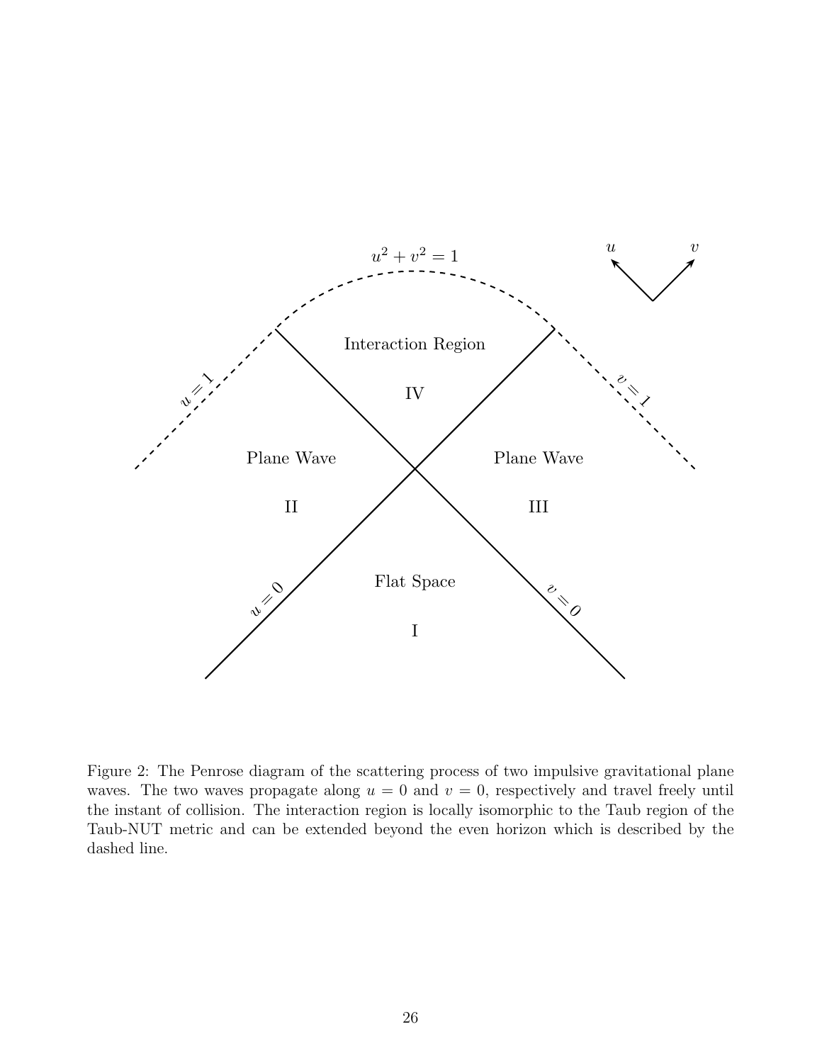$u^2 + v^2 = 1$

$u$ $v$

Interaction Region

IV

$u = 1$

$v = 1$

Plane Wave

II

Plane Wave

III

Flat Space

I

$u = 0$

$v = 0$

Figure 2: The Penrose diagram of the scattering process of two impulsive gravitational plane waves. The two waves propagate along $u = 0$ and $v = 0$, respectively and travel freely until the instant of collision. The interaction region is locally isomorphic to the Taub region of the Taub-NUT metric and can be extended beyond the even horizon which is described by the dashed line.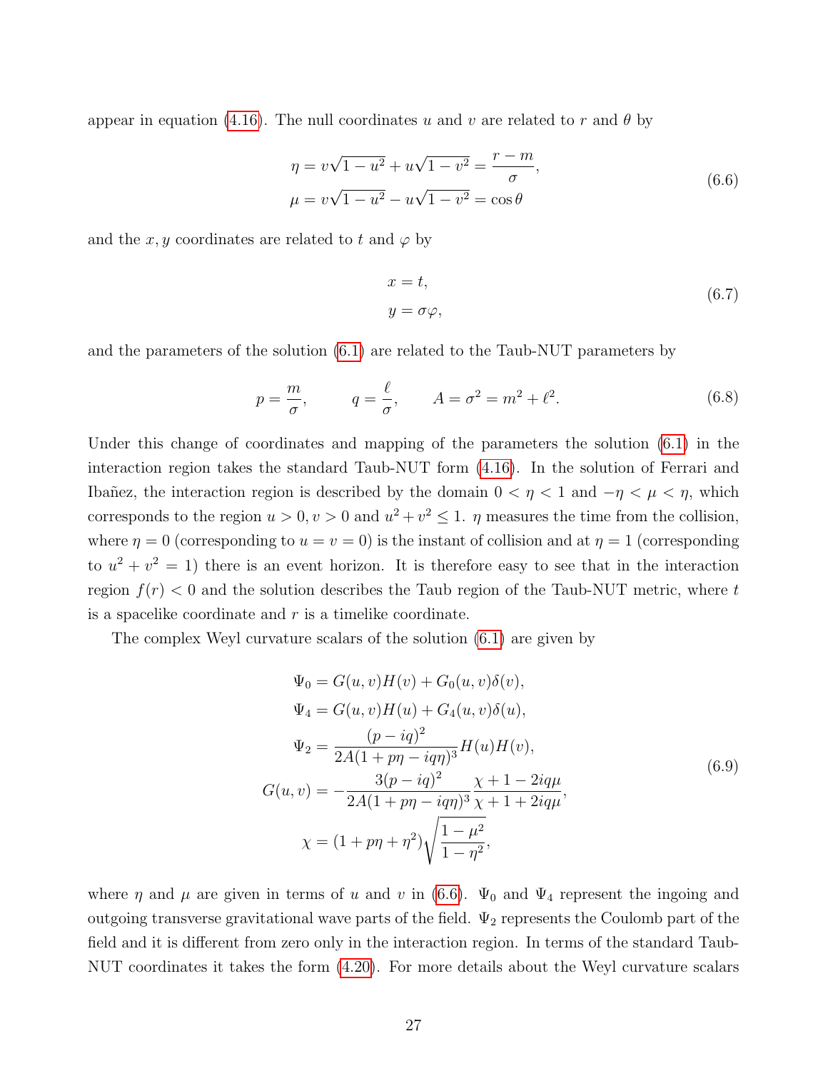appear in equation (4.16). The null coordinates $u$ and $v$ are related to $r$ and $\theta$ by

$$
\begin{aligned}
\eta &= v\sqrt{1-u^2} + u\sqrt{1-v^2} = \frac{r-m}{\sigma}, \\
\mu &= v\sqrt{1-u^2} - u\sqrt{1-v^2} = \cos\theta
\end{aligned}
\tag{6.6}
$$

and the $x, y$ coordinates are related to $t$ and $\varphi$ by

$$
\begin{aligned}
x &= t, \\
y &= \sigma\varphi,
\end{aligned}
\tag{6.7}
$$

and the parameters of the solution (6.1) are related to the Taub-NUT parameters by

$$
p = \frac{m}{\sigma}, \qquad q = \frac{\ell}{\sigma}, \qquad A = \sigma^2 = m^2 + \ell^2. \tag{6.8}
$$

Under this change of coordinates and mapping of the parameters the solution (6.1) in the interaction region takes the standard Taub-NUT form (4.16). In the solution of Ferrari and Ibañez, the interaction region is described by the domain $0 < \eta < 1$ and $-\eta < \mu < \eta$, which corresponds to the region $u > 0, v > 0$ and $u^2 + v^2 \leq 1$. $\eta$ measures the time from the collision, where $\eta = 0$ (corresponding to $u = v = 0$) is the instant of collision and at $\eta = 1$ (corresponding to $u^2 + v^2 = 1$) there is an event horizon. It is therefore easy to see that in the interaction region $f(r) < 0$ and the solution describes the Taub region of the Taub-NUT metric, where $t$ is a spacelike coordinate and $r$ is a timelike coordinate.

The complex Weyl curvature scalars of the solution (6.1) are given by

$$
\begin{aligned}
\Psi_0 &= G(u,v)H(v) + G_0(u,v)\delta(v), \\
\Psi_4 &= G(u,v)H(u) + G_4(u,v)\delta(u), \\
\Psi_2 &= \frac{(p-iq)^2}{2A(1+p\eta-iq\eta)^3}H(u)H(v), \\
G(u,v) &= -\frac{3(p-iq)^2}{2A(1+p\eta-iq\eta)^3}\frac{\chi+1-2iq\mu}{\chi+1+2iq\mu}, \\
\chi &= (1+p\eta+\eta^2)\sqrt{\frac{1-\mu^2}{1-\eta^2}},
\end{aligned}
\tag{6.9}
$$

where $\eta$ and $\mu$ are given in terms of $u$ and $v$ in (6.6). $\Psi_0$ and $\Psi_4$ represent the ingoing and outgoing transverse gravitational wave parts of the field. $\Psi_2$ represents the Coulomb part of the field and it is different from zero only in the interaction region. In terms of the standard Taub-NUT coordinates it takes the form (4.20). For more details about the Weyl curvature scalars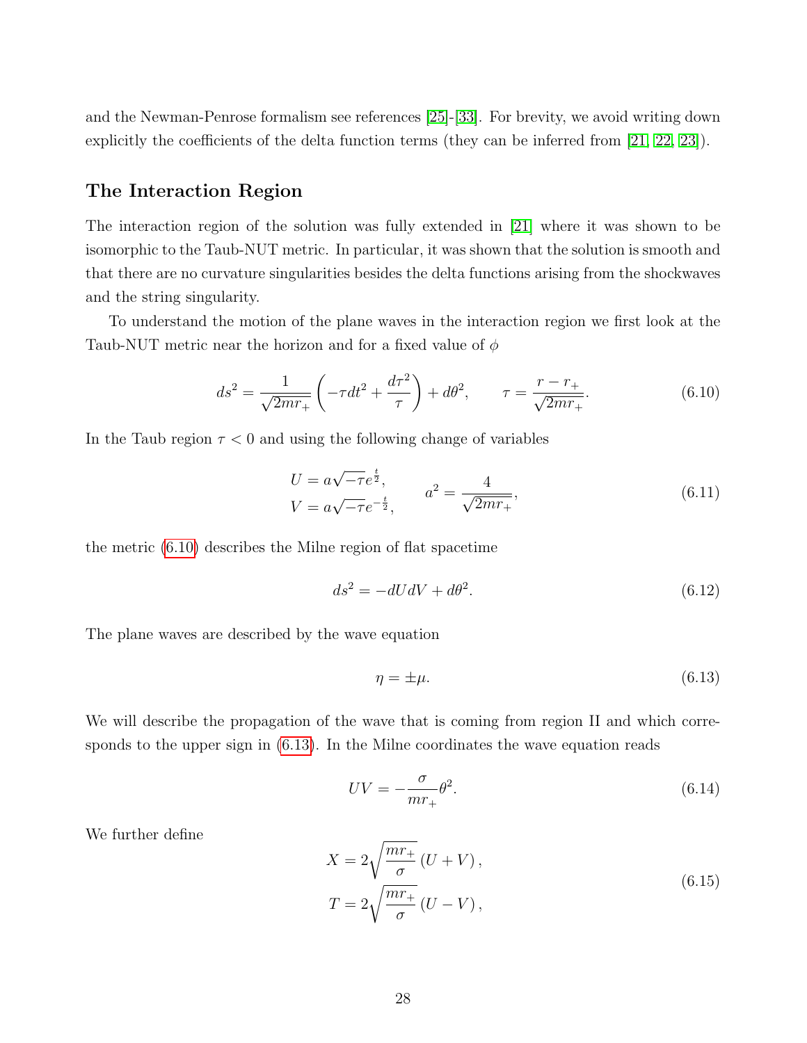and the Newman-Penrose formalism see references [25]-[33]. For brevity, we avoid writing down explicitly the coefficients of the delta function terms (they can be inferred from [21, 22, 23]).

## The Interaction Region

The interaction region of the solution was fully extended in [21] where it was shown to be isomorphic to the Taub-NUT metric. In particular, it was shown that the solution is smooth and that there are no curvature singularities besides the delta functions arising from the shockwaves and the string singularity.

To understand the motion of the plane waves in the interaction region we first look at the Taub-NUT metric near the horizon and for a fixed value of $\phi$

$$ds^2 = \frac{1}{\sqrt{2mr_+}}\left(-\tau dt^2 + \frac{d\tau^2}{\tau}\right) + d\theta^2, \qquad \tau = \frac{r - r_+}{\sqrt{2mr_+}}. \tag{6.10}$$

In the Taub region $\tau < 0$ and using the following change of variables

$$\begin{aligned} U &= a\sqrt{-\tau}e^{\frac{t}{2}}, \\ V &= a\sqrt{-\tau}e^{-\frac{t}{2}}, \end{aligned} \qquad a^2 = \frac{4}{\sqrt{2mr_+}}, \tag{6.11}$$

the metric (6.10) describes the Milne region of flat spacetime

$$ds^2 = -dUdV + d\theta^2. \tag{6.12}$$

The plane waves are described by the wave equation

$$\eta = \pm\mu. \tag{6.13}$$

We will describe the propagation of the wave that is coming from region II and which corresponds to the upper sign in (6.13). In the Milne coordinates the wave equation reads

$$UV = -\frac{\sigma}{mr_+}\theta^2. \tag{6.14}$$

We further define

$$\begin{aligned} X &= 2\sqrt{\frac{mr_+}{\sigma}}\left(U + V\right), \\ T &= 2\sqrt{\frac{mr_+}{\sigma}}\left(U - V\right), \end{aligned} \tag{6.15}$$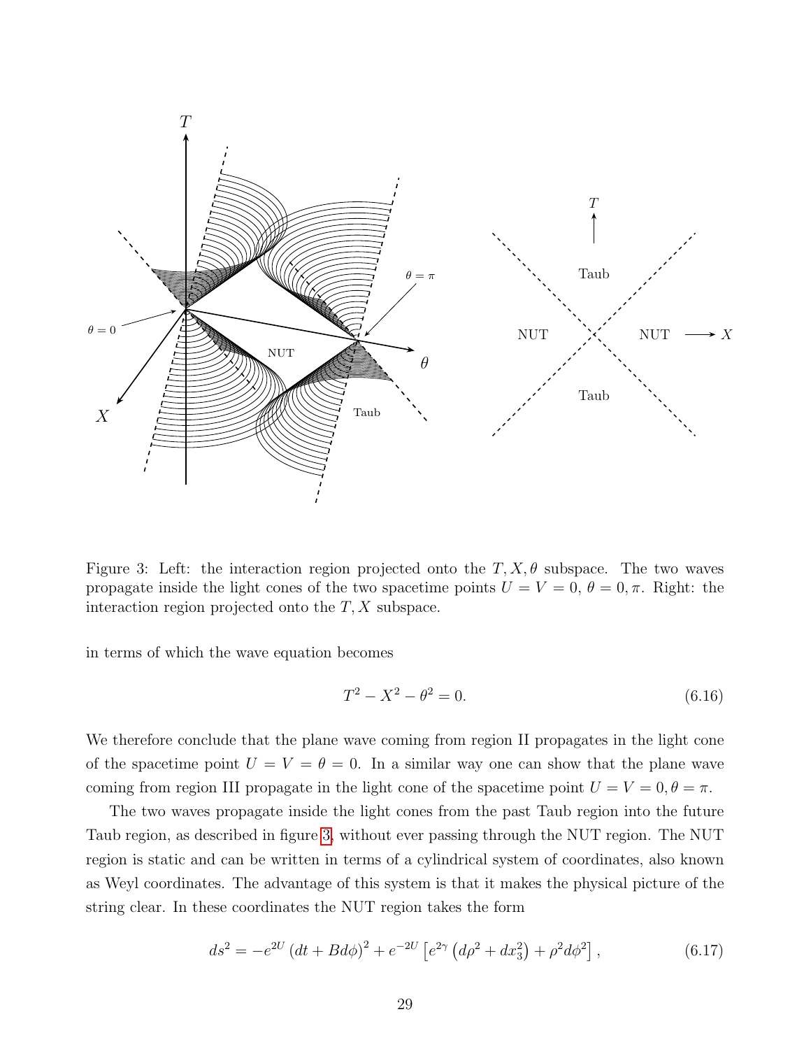Figure 3: Left: the interaction region projected onto the $T, X, \theta$ subspace. The two waves propagate inside the light cones of the two spacetime points $U = V = 0$, $\theta = 0, \pi$. Right: the interaction region projected onto the $T, X$ subspace.

in terms of which the wave equation becomes

$$T^2 - X^2 - \theta^2 = 0. \tag{6.16}$$

We therefore conclude that the plane wave coming from region II propagates in the light cone of the spacetime point $U = V = \theta = 0$. In a similar way one can show that the plane wave coming from region III propagate in the light cone of the spacetime point $U = V = 0, \theta = \pi$.

The two waves propagate inside the light cones from the past Taub region into the future Taub region, as described in figure 3, without ever passing through the NUT region. The NUT region is static and can be written in terms of a cylindrical system of coordinates, also known as Weyl coordinates. The advantage of this system is that it makes the physical picture of the string clear. In these coordinates the NUT region takes the form

$$ds^2 = -e^{2U}\left(dt + Bd\phi\right)^2 + e^{-2U}\left[e^{2\gamma}\left(d\rho^2 + dx_3^2\right) + \rho^2 d\phi^2\right], \tag{6.17}$$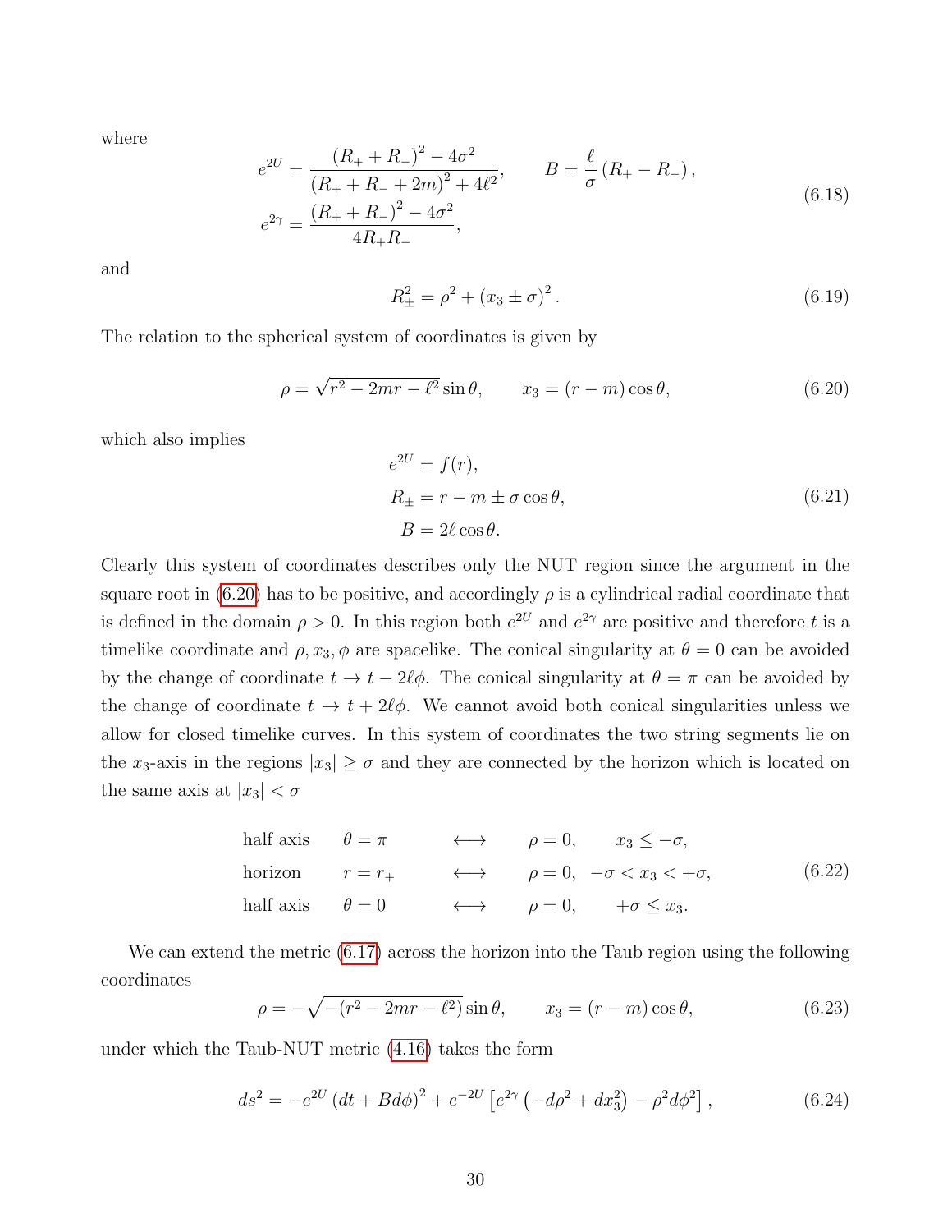where

$$
\begin{aligned}
e^{2U} &= \frac{(R_+ + R_-)^2 - 4\sigma^2}{(R_+ + R_- + 2m)^2 + 4\ell^2}, \qquad B = \frac{\ell}{\sigma}\left(R_+ - R_-\right), \\
e^{2\gamma} &= \frac{(R_+ + R_-)^2 - 4\sigma^2}{4R_+R_-},
\end{aligned}
\tag{6.18}
$$

and

$$
R_\pm^2 = \rho^2 + \left(x_3 \pm \sigma\right)^2. \tag{6.19}
$$

The relation to the spherical system of coordinates is given by

$$
\rho = \sqrt{r^2 - 2mr - \ell^2}\sin\theta, \qquad x_3 = (r - m)\cos\theta, \tag{6.20}
$$

which also implies

$$
\begin{aligned}
e^{2U} &= f(r), \\
R_\pm &= r - m \pm \sigma\cos\theta, \\
B &= 2\ell\cos\theta.
\end{aligned}
\tag{6.21}
$$

Clearly this system of coordinates describes only the NUT region since the argument in the square root in (6.20) has to be positive, and accordingly $\rho$ is a cylindrical radial coordinate that is defined in the domain $\rho > 0$. In this region both $e^{2U}$ and $e^{2\gamma}$ are positive and therefore $t$ is a timelike coordinate and $\rho, x_3, \phi$ are spacelike. The conical singularity at $\theta = 0$ can be avoided by the change of coordinate $t \to t - 2\ell\phi$. The conical singularity at $\theta = \pi$ can be avoided by the change of coordinate $t \to t + 2\ell\phi$. We cannot avoid both conical singularities unless we allow for closed timelike curves. In this system of coordinates the two string segments lie on the $x_3$-axis in the regions $|x_3| \geq \sigma$ and they are connected by the horizon which is located on the same axis at $|x_3| < \sigma$

$$
\begin{array}{llcll}
\text{half axis} & \theta = \pi & \longleftrightarrow & \rho = 0, & x_3 \leq -\sigma, \\
\text{horizon} & r = r_+ & \longleftrightarrow & \rho = 0, & -\sigma < x_3 < +\sigma, \\
\text{half axis} & \theta = 0 & \longleftrightarrow & \rho = 0, & +\sigma \leq x_3.
\end{array}
\tag{6.22}
$$

We can extend the metric (6.17) across the horizon into the Taub region using the following coordinates

$$
\rho = -\sqrt{-(r^2 - 2mr - \ell^2)}\sin\theta, \qquad x_3 = (r - m)\cos\theta, \tag{6.23}
$$

under which the Taub-NUT metric (4.16) takes the form

$$
ds^2 = -e^{2U}\left(dt + Bd\phi\right)^2 + e^{-2U}\left[e^{2\gamma}\left(-d\rho^2 + dx_3^2\right) - \rho^2 d\phi^2\right], \tag{6.24}
$$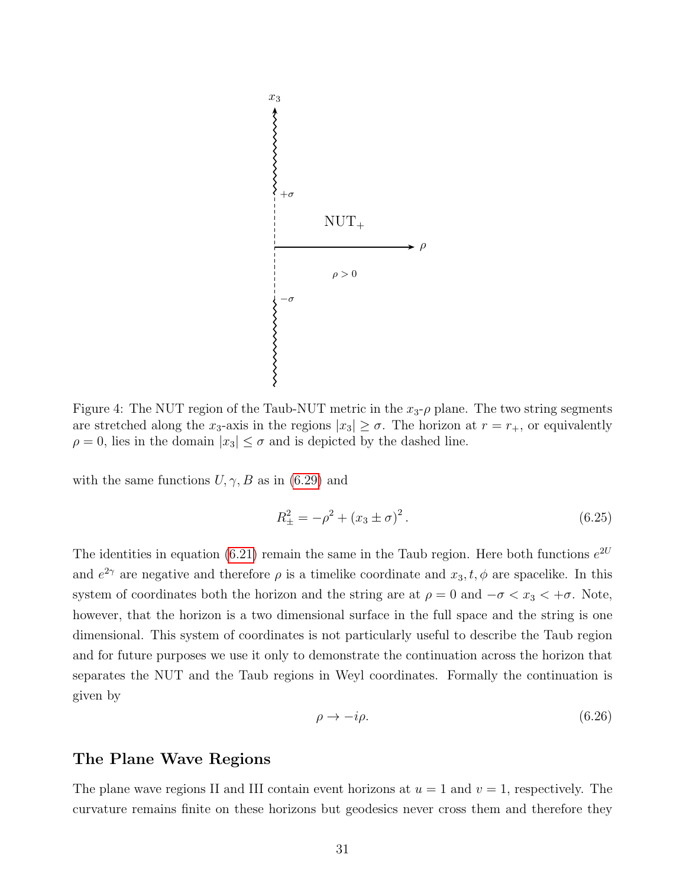$x_3$

$+\sigma$

NUT$_+$

$\rho$

$\rho > 0$

$-\sigma$

Figure 4: The NUT region of the Taub-NUT metric in the $x_3$-$\rho$ plane. The two string segments are stretched along the $x_3$-axis in the regions $|x_3| \geq \sigma$. The horizon at $r = r_+$, or equivalently $\rho = 0$, lies in the domain $|x_3| \leq \sigma$ and is depicted by the dashed line.

with the same functions $U, \gamma, B$ as in (6.29) and

$$R_{\pm}^2 = -\rho^2 + (x_3 \pm \sigma)^2 . \tag{6.25}$$

The identities in equation (6.21) remain the same in the Taub region. Here both functions $e^{2U}$ and $e^{2\gamma}$ are negative and therefore $\rho$ is a timelike coordinate and $x_3, t, \phi$ are spacelike. In this system of coordinates both the horizon and the string are at $\rho = 0$ and $-\sigma < x_3 < +\sigma$. Note, however, that the horizon is a two dimensional surface in the full space and the string is one dimensional. This system of coordinates is not particularly useful to describe the Taub region and for future purposes we use it only to demonstrate the continuation across the horizon that separates the NUT and the Taub regions in Weyl coordinates. Formally the continuation is given by

$$\rho \to -i\rho. \tag{6.26}$$

### The Plane Wave Regions

The plane wave regions II and III contain event horizons at $u = 1$ and $v = 1$, respectively. The curvature remains finite on these horizons but geodesics never cross them and therefore they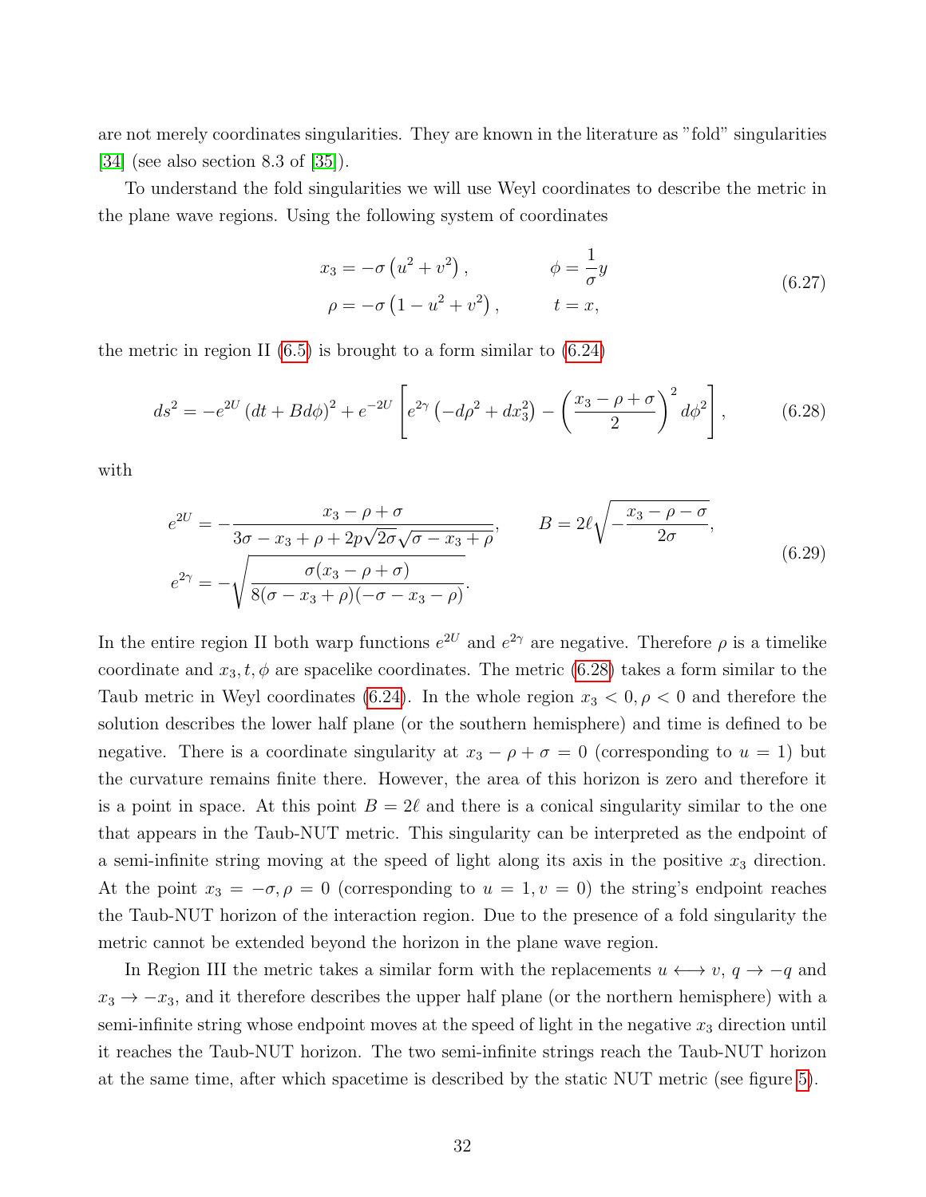are not merely coordinates singularities. They are known in the literature as "fold" singularities [34] (see also section 8.3 of [35]).

To understand the fold singularities we will use Weyl coordinates to describe the metric in the plane wave regions. Using the following system of coordinates

$$
\begin{aligned}
x_3 &= -\sigma\left(u^2+v^2\right), \qquad & \phi &= \frac{1}{\sigma}y \\
\rho &= -\sigma\left(1-u^2+v^2\right), \qquad & t &= x,
\end{aligned}
\tag{6.27}
$$

the metric in region II (6.5) is brought to a form similar to (6.24)

$$
ds^2 = -e^{2U}\left(dt+Bd\phi\right)^2 + e^{-2U}\left[e^{2\gamma}\left(-d\rho^2+dx_3^2\right)-\left(\frac{x_3-\rho+\sigma}{2}\right)^2 d\phi^2\right], \tag{6.28}
$$

with

$$
\begin{aligned}
e^{2U} &= -\frac{x_3-\rho+\sigma}{3\sigma-x_3+\rho+2p\sqrt{2\sigma}\sqrt{\sigma-x_3+\rho}}, \qquad B = 2\ell\sqrt{-\frac{x_3-\rho-\sigma}{2\sigma}}, \\
e^{2\gamma} &= -\sqrt{\frac{\sigma(x_3-\rho+\sigma)}{8(\sigma-x_3+\rho)(-\sigma-x_3-\rho)}}.
\end{aligned}
\tag{6.29}
$$

In the entire region II both warp functions $e^{2U}$ and $e^{2\gamma}$ are negative. Therefore $\rho$ is a timelike coordinate and $x_3, t, \phi$ are spacelike coordinates. The metric (6.28) takes a form similar to the Taub metric in Weyl coordinates (6.24). In the whole region $x_3 < 0, \rho < 0$ and therefore the solution describes the lower half plane (or the southern hemisphere) and time is defined to be negative. There is a coordinate singularity at $x_3 - \rho + \sigma = 0$ (corresponding to $u = 1$) but the curvature remains finite there. However, the area of this horizon is zero and therefore it is a point in space. At this point $B = 2\ell$ and there is a conical singularity similar to the one that appears in the Taub-NUT metric. This singularity can be interpreted as the endpoint of a semi-infinite string moving at the speed of light along its axis in the positive $x_3$ direction. At the point $x_3 = -\sigma, \rho = 0$ (corresponding to $u = 1, v = 0$) the string's endpoint reaches the Taub-NUT horizon of the interaction region. Due to the presence of a fold singularity the metric cannot be extended beyond the horizon in the plane wave region.

In Region III the metric takes a similar form with the replacements $u \longleftrightarrow v$, $q \to -q$ and $x_3 \to -x_3$, and it therefore describes the upper half plane (or the northern hemisphere) with a semi-infinite string whose endpoint moves at the speed of light in the negative $x_3$ direction until it reaches the Taub-NUT horizon. The two semi-infinite strings reach the Taub-NUT horizon at the same time, after which spacetime is described by the static NUT metric (see figure 5).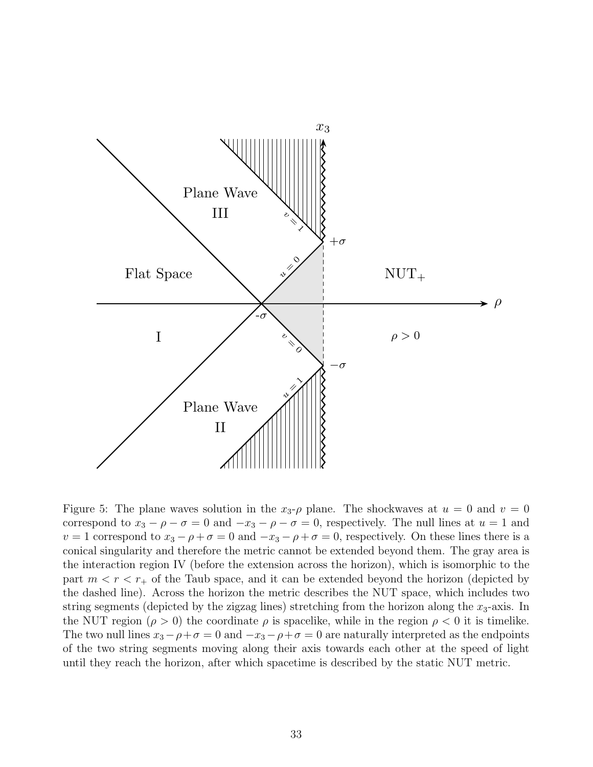$x_3$

Plane Wave

III

$v = 1$

$+\sigma$

$u = 0$

Flat Space

NUT$_+$

$\rho$

-$\sigma$

I

$v = 0$

$\rho > 0$

$-\sigma$

$u = 1$

Plane Wave

II

Figure 5: The plane waves solution in the $x_3$-$\rho$ plane. The shockwaves at $u = 0$ and $v = 0$ correspond to $x_3 - \rho - \sigma = 0$ and $-x_3 - \rho - \sigma = 0$, respectively. The null lines at $u = 1$ and $v = 1$ correspond to $x_3 - \rho + \sigma = 0$ and $-x_3 - \rho + \sigma = 0$, respectively. On these lines there is a conical singularity and therefore the metric cannot be extended beyond them. The gray area is the interaction region IV (before the extension across the horizon), which is isomorphic to the part $m < r < r_+$ of the Taub space, and it can be extended beyond the horizon (depicted by the dashed line). Across the horizon the metric describes the NUT space, which includes two string segments (depicted by the zigzag lines) stretching from the horizon along the $x_3$-axis. In the NUT region ($\rho > 0$) the coordinate $\rho$ is spacelike, while in the region $\rho < 0$ it is timelike. The two null lines $x_3 - \rho + \sigma = 0$ and $-x_3 - \rho + \sigma = 0$ are naturally interpreted as the endpoints of the two string segments moving along their axis towards each other at the speed of light until they reach the horizon, after which spacetime is described by the static NUT metric.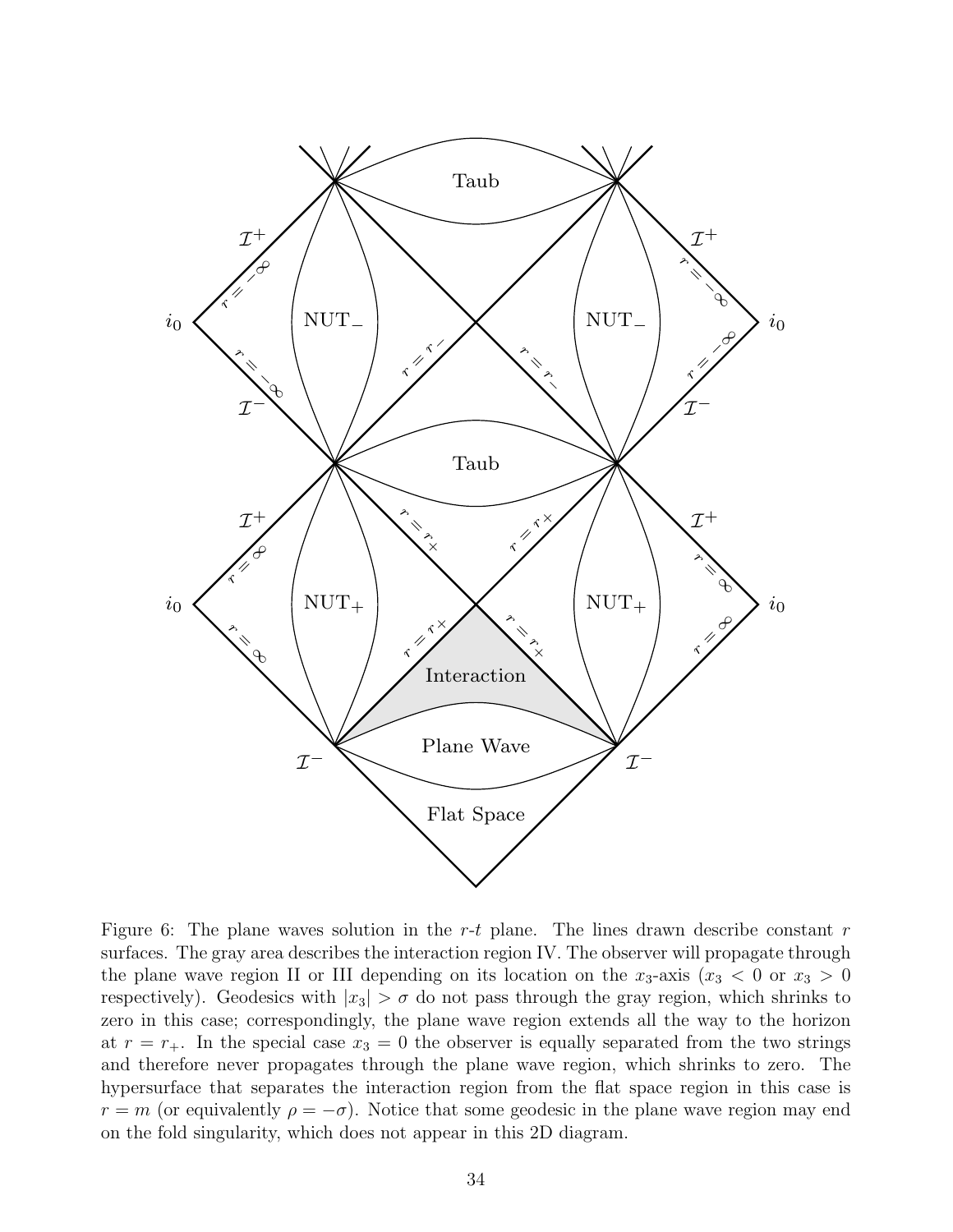Taub

$\mathcal{I}^+$

$r = -\infty$

$i_0$

NUT$_-$

$r = r_-$

$r = r_-$

NUT$_-$

$\mathcal{I}^+$

$r = -\infty$

$i_0$

$r = -\infty$

$\mathcal{I}^-$

$r = -\infty$

$\mathcal{I}^-$

Taub

$\mathcal{I}^+$

$r = r_+$

$r = r_+$

$\mathcal{I}^+$

$r = \infty$

$r = \infty$

$i_0$

NUT$_+$

NUT$_+$

$i_0$

$r = \infty$

$r = r_+$

$r = r_+$

$r = \infty$

Interaction

$\mathcal{I}^-$

Plane Wave

$\mathcal{I}^-$

Flat Space

Figure 6: The plane waves solution in the $r$-$t$ plane. The lines drawn describe constant $r$ surfaces. The gray area describes the interaction region IV. The observer will propagate through the plane wave region II or III depending on its location on the $x_3$-axis ($x_3 < 0$ or $x_3 > 0$ respectively). Geodesics with $|x_3| > \sigma$ do not pass through the gray region, which shrinks to zero in this case; correspondingly, the plane wave region extends all the way to the horizon at $r = r_+$. In the special case $x_3 = 0$ the observer is equally separated from the two strings and therefore never propagates through the plane wave region, which shrinks to zero. The hypersurface that separates the interaction region from the flat space region in this case is $r = m$ (or equivalently $\rho = -\sigma$). Notice that some geodesic in the plane wave region may end on the fold singularity, which does not appear in this 2D diagram.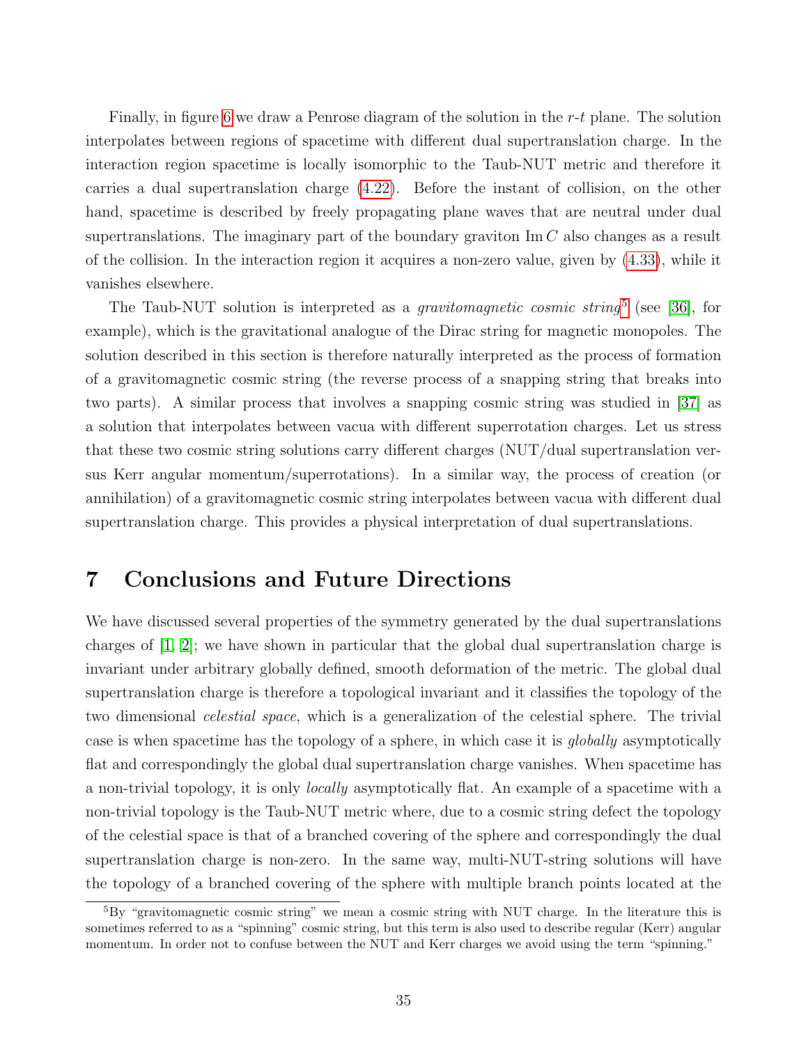Finally, in figure 6 we draw a Penrose diagram of the solution in the $r$-$t$ plane. The solution interpolates between regions of spacetime with different dual supertranslation charge. In the interaction region spacetime is locally isomorphic to the Taub-NUT metric and therefore it carries a dual supertranslation charge (4.22). Before the instant of collision, on the other hand, spacetime is described by freely propagating plane waves that are neutral under dual supertranslations. The imaginary part of the boundary graviton $\operatorname{Im} C$ also changes as a result of the collision. In the interaction region it acquires a non-zero value, given by (4.33), while it vanishes elsewhere.

The Taub-NUT solution is interpreted as a *gravitomagnetic cosmic string*[5] (see [36], for example), which is the gravitational analogue of the Dirac string for magnetic monopoles. The solution described in this section is therefore naturally interpreted as the process of formation of a gravitomagnetic cosmic string (the reverse process of a snapping string that breaks into two parts). A similar process that involves a snapping cosmic string was studied in [37] as a solution that interpolates between vacua with different superrotation charges. Let us stress that these two cosmic string solutions carry different charges (NUT/dual supertranslation versus Kerr angular momentum/superrotations). In a similar way, the process of creation (or annihilation) of a gravitomagnetic cosmic string interpolates between vacua with different dual supertranslation charge. This provides a physical interpretation of dual supertranslations.

# 7 Conclusions and Future Directions

We have discussed several properties of the symmetry generated by the dual supertranslations charges of [1, 2]; we have shown in particular that the global dual supertranslation charge is invariant under arbitrary globally defined, smooth deformation of the metric. The global dual supertranslation charge is therefore a topological invariant and it classifies the topology of the two dimensional *celestial space*, which is a generalization of the celestial sphere. The trivial case is when spacetime has the topology of a sphere, in which case it is *globally* asymptotically flat and correspondingly the global dual supertranslation charge vanishes. When spacetime has a non-trivial topology, it is only *locally* asymptotically flat. An example of a spacetime with a non-trivial topology is the Taub-NUT metric where, due to a cosmic string defect the topology of the celestial space is that of a branched covering of the sphere and correspondingly the dual supertranslation charge is non-zero. In the same way, multi-NUT-string solutions will have the topology of a branched covering of the sphere with multiple branch points located at the

[5] By "gravitomagnetic cosmic string" we mean a cosmic string with NUT charge. In the literature this is sometimes referred to as a "spinning" cosmic string, but this term is also used to describe regular (Kerr) angular momentum. In order not to confuse between the NUT and Kerr charges we avoid using the term "spinning."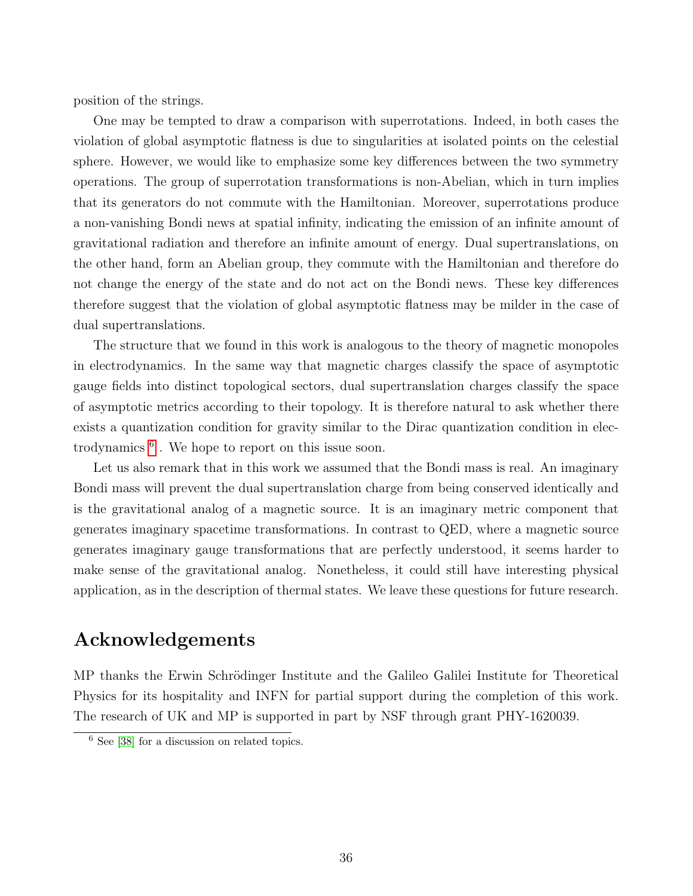position of the strings.

One may be tempted to draw a comparison with superrotations. Indeed, in both cases the violation of global asymptotic flatness is due to singularities at isolated points on the celestial sphere. However, we would like to emphasize some key differences between the two symmetry operations. The group of superrotation transformations is non-Abelian, which in turn implies that its generators do not commute with the Hamiltonian. Moreover, superrotations produce a non-vanishing Bondi news at spatial infinity, indicating the emission of an infinite amount of gravitational radiation and therefore an infinite amount of energy. Dual supertranslations, on the other hand, form an Abelian group, they commute with the Hamiltonian and therefore do not change the energy of the state and do not act on the Bondi news. These key differences therefore suggest that the violation of global asymptotic flatness may be milder in the case of dual supertranslations.

The structure that we found in this work is analogous to the theory of magnetic monopoles in electrodynamics. In the same way that magnetic charges classify the space of asymptotic gauge fields into distinct topological sectors, dual supertranslation charges classify the space of asymptotic metrics according to their topology. It is therefore natural to ask whether there exists a quantization condition for gravity similar to the Dirac quantization condition in electrodynamics [6]. We hope to report on this issue soon.

Let us also remark that in this work we assumed that the Bondi mass is real. An imaginary Bondi mass will prevent the dual supertranslation charge from being conserved identically and is the gravitational analog of a magnetic source. It is an imaginary metric component that generates imaginary spacetime transformations. In contrast to QED, where a magnetic source generates imaginary gauge transformations that are perfectly understood, it seems harder to make sense of the gravitational analog. Nonetheless, it could still have interesting physical application, as in the description of thermal states. We leave these questions for future research.

## Acknowledgements

MP thanks the Erwin Schrödinger Institute and the Galileo Galilei Institute for Theoretical Physics for its hospitality and INFN for partial support during the completion of this work. The research of UK and MP is supported in part by NSF through grant PHY-1620039.

[6] See [38] for a discussion on related topics.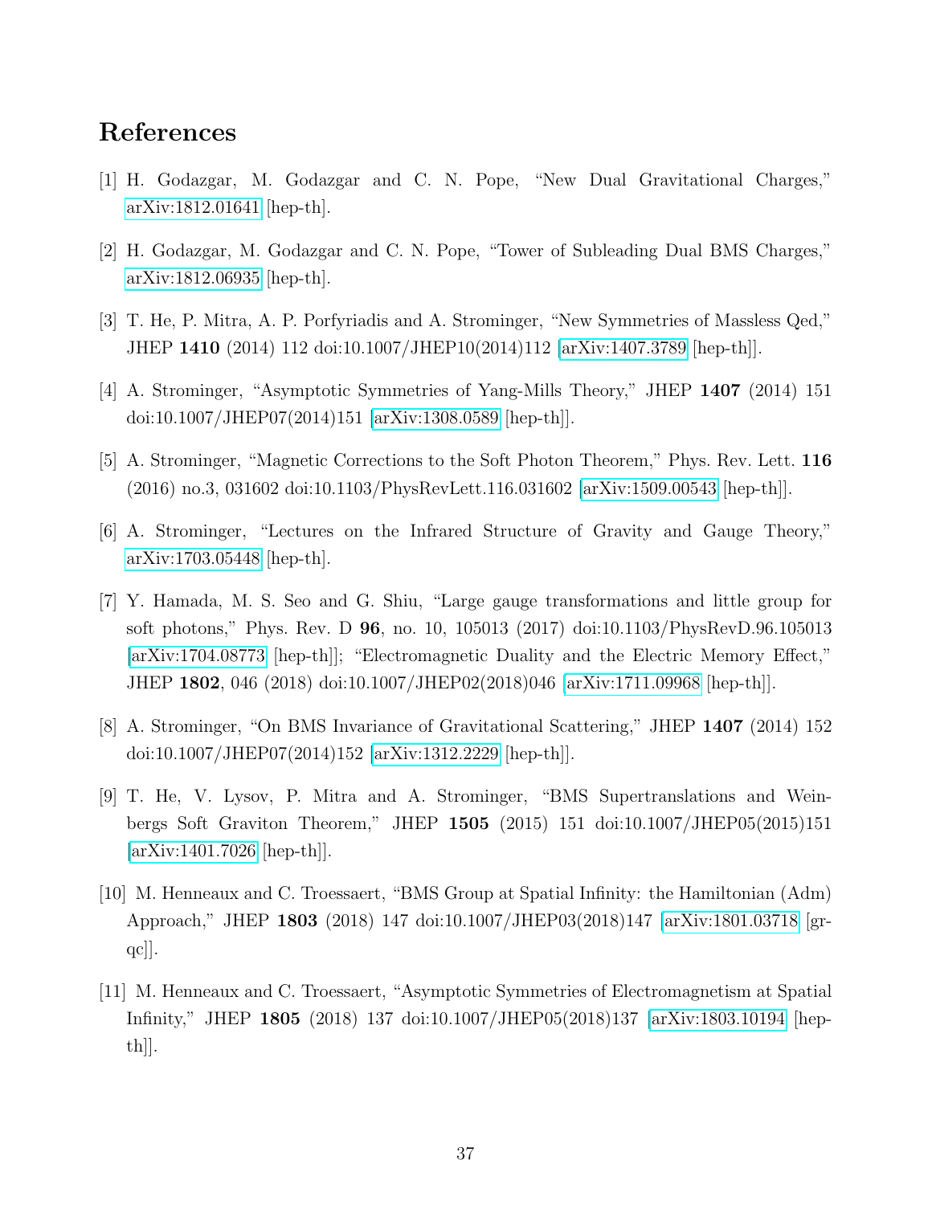# References

[1] H. Godazgar, M. Godazgar and C. N. Pope, "New Dual Gravitational Charges," arXiv:1812.01641 [hep-th].

[2] H. Godazgar, M. Godazgar and C. N. Pope, "Tower of Subleading Dual BMS Charges," arXiv:1812.06935 [hep-th].

[3] T. He, P. Mitra, A. P. Porfyriadis and A. Strominger, "New Symmetries of Massless Qed," JHEP **1410** (2014) 112 doi:10.1007/JHEP10(2014)112 [arXiv:1407.3789 [hep-th]].

[4] A. Strominger, "Asymptotic Symmetries of Yang-Mills Theory," JHEP **1407** (2014) 151 doi:10.1007/JHEP07(2014)151 [arXiv:1308.0589 [hep-th]].

[5] A. Strominger, "Magnetic Corrections to the Soft Photon Theorem," Phys. Rev. Lett. **116** (2016) no.3, 031602 doi:10.1103/PhysRevLett.116.031602 [arXiv:1509.00543 [hep-th]].

[6] A. Strominger, "Lectures on the Infrared Structure of Gravity and Gauge Theory," arXiv:1703.05448 [hep-th].

[7] Y. Hamada, M. S. Seo and G. Shiu, "Large gauge transformations and little group for soft photons," Phys. Rev. D **96**, no. 10, 105013 (2017) doi:10.1103/PhysRevD.96.105013 [arXiv:1704.08773 [hep-th]]; "Electromagnetic Duality and the Electric Memory Effect," JHEP **1802**, 046 (2018) doi:10.1007/JHEP02(2018)046 [arXiv:1711.09968 [hep-th]].

[8] A. Strominger, "On BMS Invariance of Gravitational Scattering," JHEP **1407** (2014) 152 doi:10.1007/JHEP07(2014)152 [arXiv:1312.2229 [hep-th]].

[9] T. He, V. Lysov, P. Mitra and A. Strominger, "BMS Supertranslations and Weinbergs Soft Graviton Theorem," JHEP **1505** (2015) 151 doi:10.1007/JHEP05(2015)151 [arXiv:1401.7026 [hep-th]].

[10] M. Henneaux and C. Troessaert, "BMS Group at Spatial Infinity: the Hamiltonian (Adm) Approach," JHEP **1803** (2018) 147 doi:10.1007/JHEP03(2018)147 [arXiv:1801.03718 [gr-qc]].

[11] M. Henneaux and C. Troessaert, "Asymptotic Symmetries of Electromagnetism at Spatial Infinity," JHEP **1805** (2018) 137 doi:10.1007/JHEP05(2018)137 [arXiv:1803.10194 [hep-th]].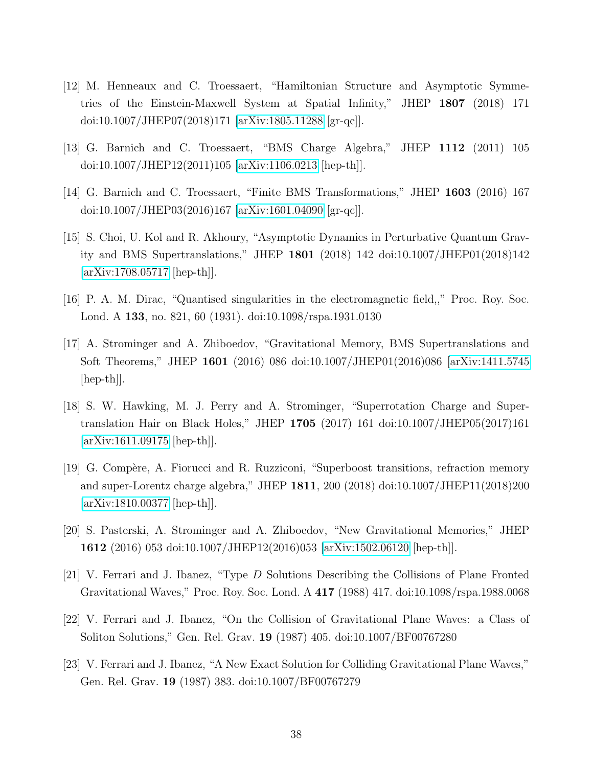[12] M. Henneaux and C. Troessaert, "Hamiltonian Structure and Asymptotic Symmetries of the Einstein-Maxwell System at Spatial Infinity," JHEP **1807** (2018) 171 doi:10.1007/JHEP07(2018)171 [arXiv:1805.11288 [gr-qc]].

[13] G. Barnich and C. Troessaert, "BMS Charge Algebra," JHEP **1112** (2011) 105 doi:10.1007/JHEP12(2011)105 [arXiv:1106.0213 [hep-th]].

[14] G. Barnich and C. Troessaert, "Finite BMS Transformations," JHEP **1603** (2016) 167 doi:10.1007/JHEP03(2016)167 [arXiv:1601.04090 [gr-qc]].

[15] S. Choi, U. Kol and R. Akhoury, "Asymptotic Dynamics in Perturbative Quantum Gravity and BMS Supertranslations," JHEP **1801** (2018) 142 doi:10.1007/JHEP01(2018)142 [arXiv:1708.05717 [hep-th]].

[16] P. A. M. Dirac, "Quantised singularities in the electromagnetic field,," Proc. Roy. Soc. Lond. A **133**, no. 821, 60 (1931). doi:10.1098/rspa.1931.0130

[17] A. Strominger and A. Zhiboedov, "Gravitational Memory, BMS Supertranslations and Soft Theorems," JHEP **1601** (2016) 086 doi:10.1007/JHEP01(2016)086 [arXiv:1411.5745 [hep-th]].

[18] S. W. Hawking, M. J. Perry and A. Strominger, "Superrotation Charge and Supertranslation Hair on Black Holes," JHEP **1705** (2017) 161 doi:10.1007/JHEP05(2017)161 [arXiv:1611.09175 [hep-th]].

[19] G. Compère, A. Fiorucci and R. Ruzziconi, "Superboost transitions, refraction memory and super-Lorentz charge algebra," JHEP **1811**, 200 (2018) doi:10.1007/JHEP11(2018)200 [arXiv:1810.00377 [hep-th]].

[20] S. Pasterski, A. Strominger and A. Zhiboedov, "New Gravitational Memories," JHEP **1612** (2016) 053 doi:10.1007/JHEP12(2016)053 [arXiv:1502.06120 [hep-th]].

[21] V. Ferrari and J. Ibanez, "Type *D* Solutions Describing the Collisions of Plane Fronted Gravitational Waves," Proc. Roy. Soc. Lond. A **417** (1988) 417. doi:10.1098/rspa.1988.0068

[22] V. Ferrari and J. Ibanez, "On the Collision of Gravitational Plane Waves: a Class of Soliton Solutions," Gen. Rel. Grav. **19** (1987) 405. doi:10.1007/BF00767280

[23] V. Ferrari and J. Ibanez, "A New Exact Solution for Colliding Gravitational Plane Waves," Gen. Rel. Grav. **19** (1987) 383. doi:10.1007/BF00767279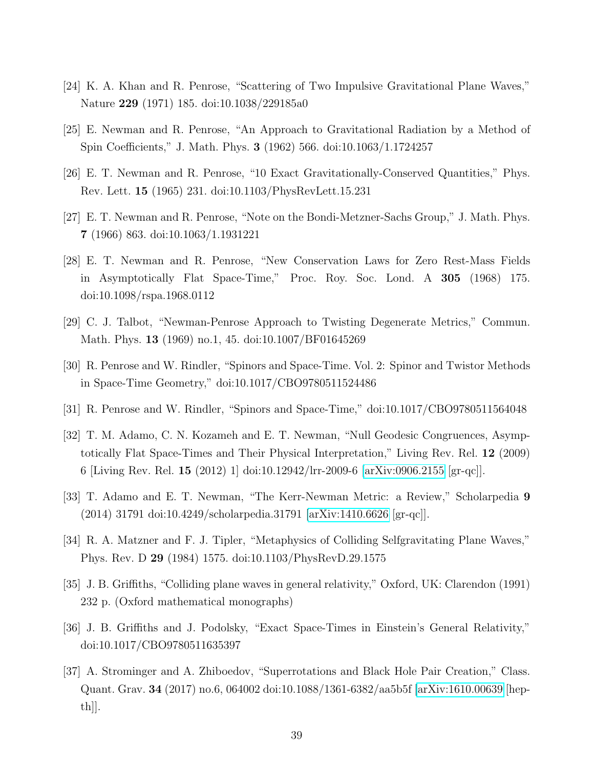[24] K. A. Khan and R. Penrose, "Scattering of Two Impulsive Gravitational Plane Waves," Nature **229** (1971) 185. doi:10.1038/229185a0

[25] E. Newman and R. Penrose, "An Approach to Gravitational Radiation by a Method of Spin Coefficients," J. Math. Phys. **3** (1962) 566. doi:10.1063/1.1724257

[26] E. T. Newman and R. Penrose, "10 Exact Gravitationally-Conserved Quantities," Phys. Rev. Lett. **15** (1965) 231. doi:10.1103/PhysRevLett.15.231

[27] E. T. Newman and R. Penrose, "Note on the Bondi-Metzner-Sachs Group," J. Math. Phys. **7** (1966) 863. doi:10.1063/1.1931221

[28] E. T. Newman and R. Penrose, "New Conservation Laws for Zero Rest-Mass Fields in Asymptotically Flat Space-Time," Proc. Roy. Soc. Lond. A **305** (1968) 175. doi:10.1098/rspa.1968.0112

[29] C. J. Talbot, "Newman-Penrose Approach to Twisting Degenerate Metrics," Commun. Math. Phys. **13** (1969) no.1, 45. doi:10.1007/BF01645269

[30] R. Penrose and W. Rindler, "Spinors and Space-Time. Vol. 2: Spinor and Twistor Methods in Space-Time Geometry," doi:10.1017/CBO9780511524486

[31] R. Penrose and W. Rindler, "Spinors and Space-Time," doi:10.1017/CBO9780511564048

[32] T. M. Adamo, C. N. Kozameh and E. T. Newman, "Null Geodesic Congruences, Asymptotically Flat Space-Times and Their Physical Interpretation," Living Rev. Rel. **12** (2009) 6 [Living Rev. Rel. **15** (2012) 1] doi:10.12942/lrr-2009-6 [arXiv:0906.2155 [gr-qc]].

[33] T. Adamo and E. T. Newman, "The Kerr-Newman Metric: a Review," Scholarpedia **9** (2014) 31791 doi:10.4249/scholarpedia.31791 [arXiv:1410.6626 [gr-qc]].

[34] R. A. Matzner and F. J. Tipler, "Metaphysics of Colliding Selfgravitating Plane Waves," Phys. Rev. D **29** (1984) 1575. doi:10.1103/PhysRevD.29.1575

[35] J. B. Griffiths, "Colliding plane waves in general relativity," Oxford, UK: Clarendon (1991) 232 p. (Oxford mathematical monographs)

[36] J. B. Griffiths and J. Podolsky, "Exact Space-Times in Einstein's General Relativity," doi:10.1017/CBO9780511635397

[37] A. Strominger and A. Zhiboedov, "Superrotations and Black Hole Pair Creation," Class. Quant. Grav. **34** (2017) no.6, 064002 doi:10.1088/1361-6382/aa5b5f [arXiv:1610.00639 [hep-th]].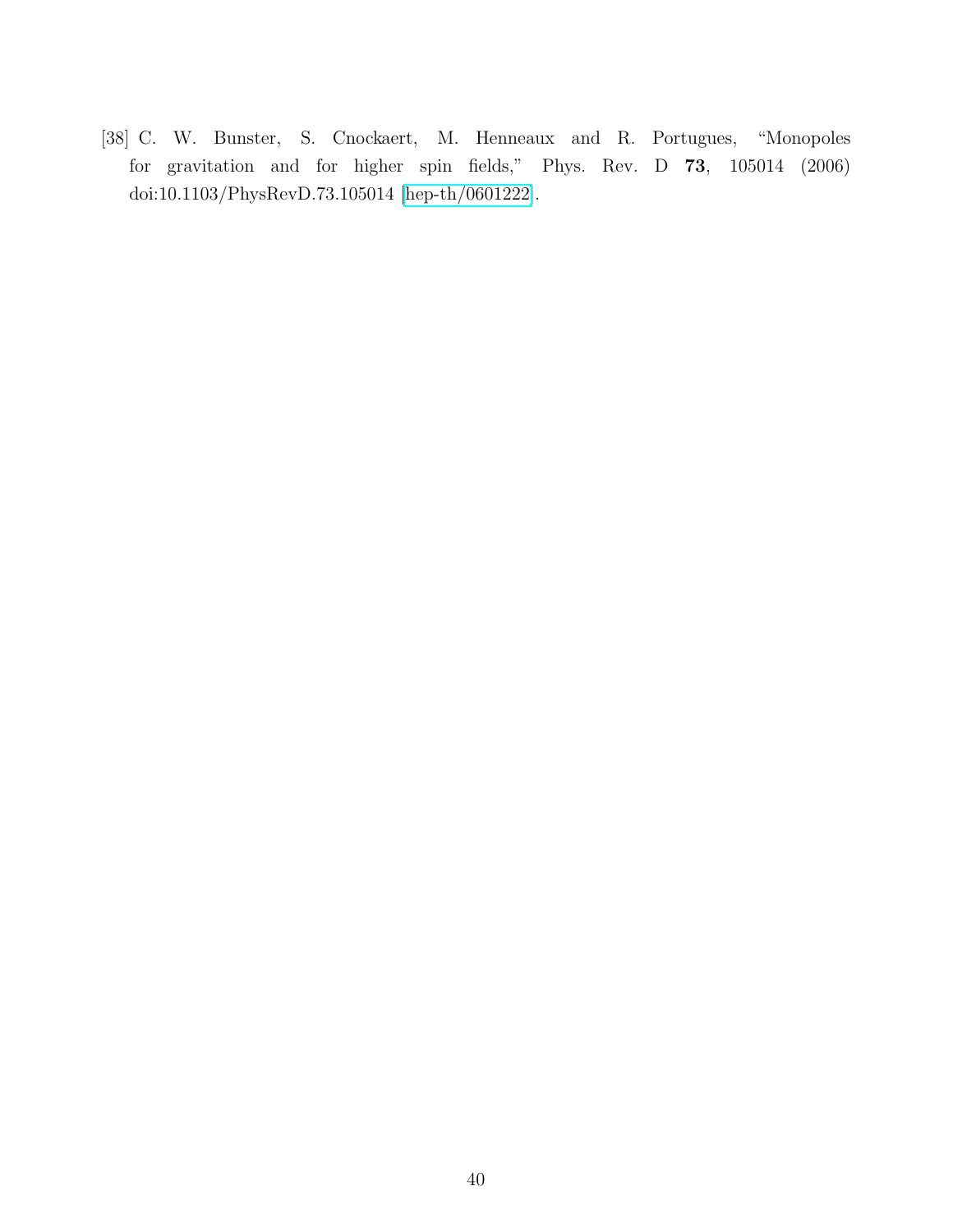[38] C. W. Bunster, S. Cnockaert, M. Henneaux and R. Portugues, "Monopoles for gravitation and for higher spin fields," Phys. Rev. D **73**, 105014 (2006) doi:10.1103/PhysRevD.73.105014 [hep-th/0601222].